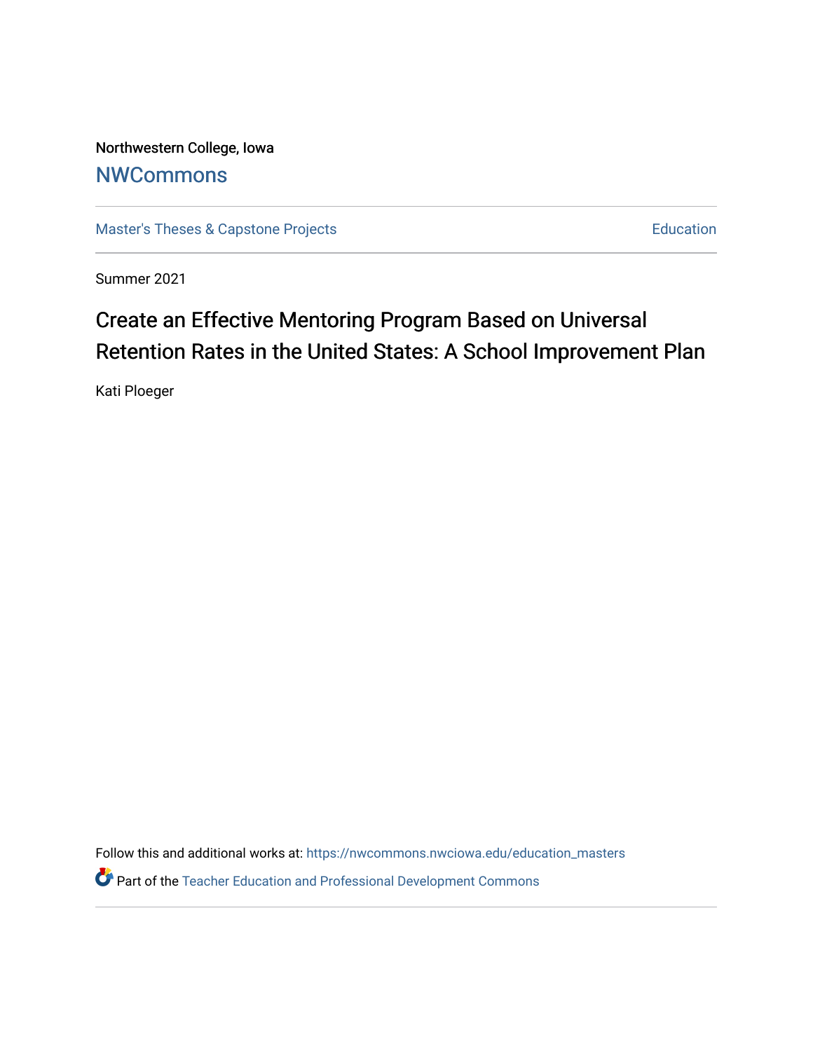Northwestern College, Iowa

NWCommons

Master's Theses & Capstone Projects

Education

Summer 2021

# Create an Effective Mentoring Program Based on Universal Retention Rates in the United States: A School Improvement Plan

Kati Ploeger

Follow this and additional works at: https://nwcommons.nwciowa.edu/education_masters

Part of the Teacher Education and Professional Development Commons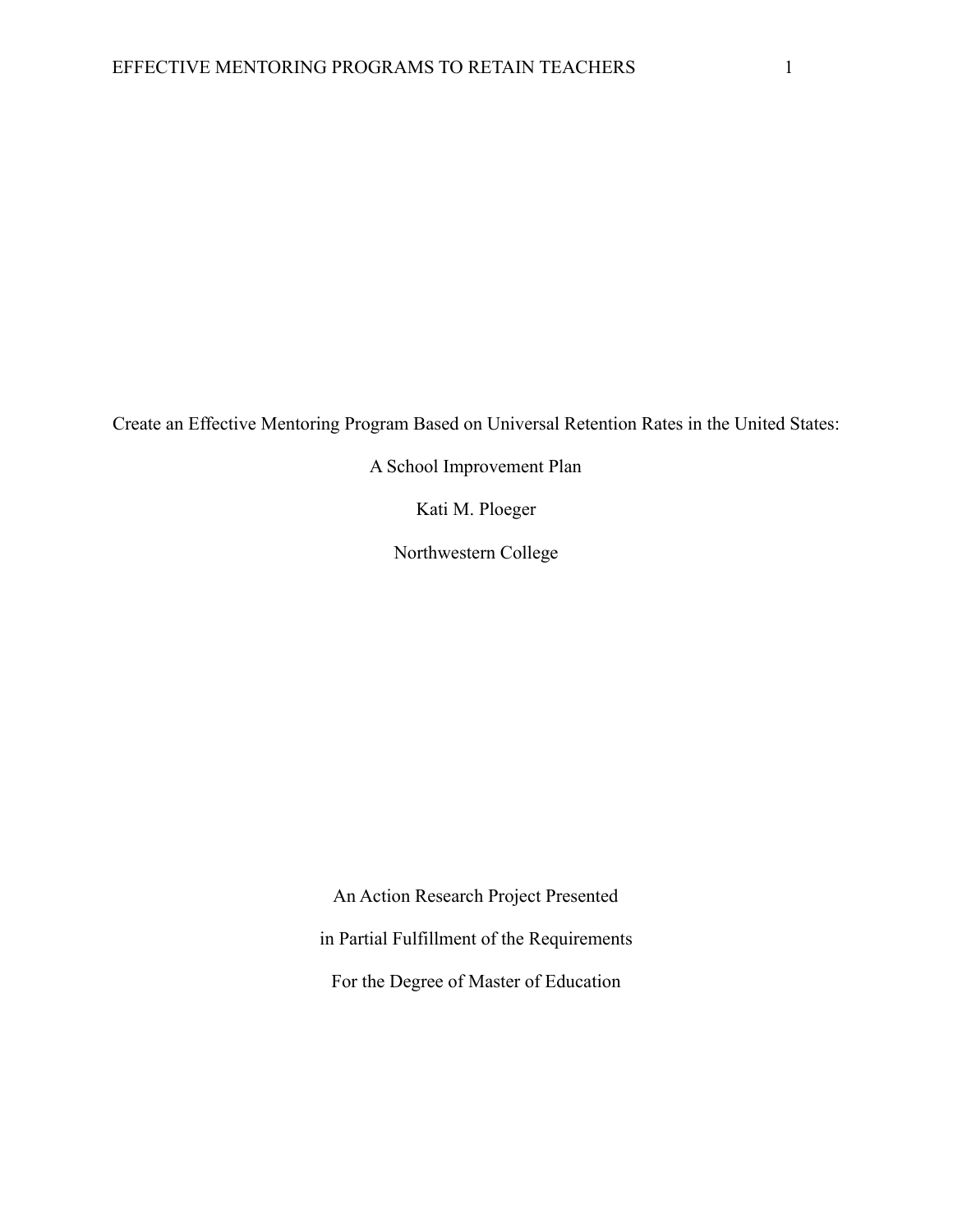Create an Effective Mentoring Program Based on Universal Retention Rates in the United States:

A School Improvement Plan

Kati M. Ploeger

Northwestern College

An Action Research Project Presented

in Partial Fulfillment of the Requirements

For the Degree of Master of Education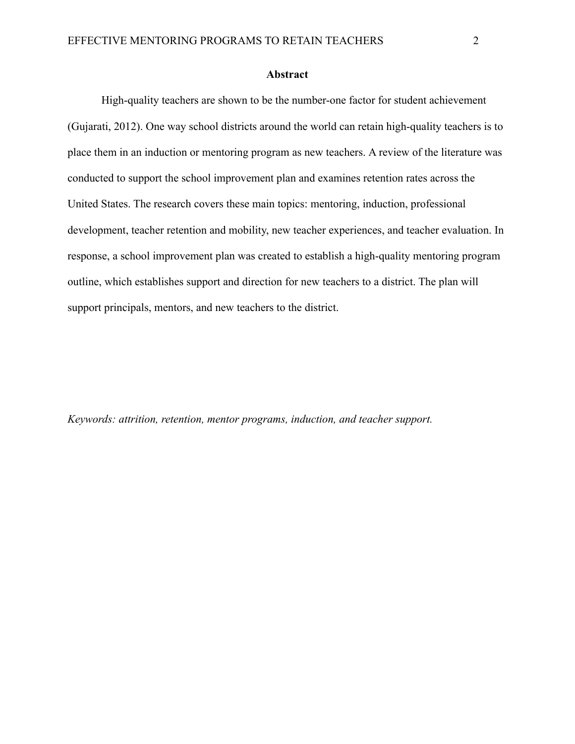## Abstract

High-quality teachers are shown to be the number-one factor for student achievement (Gujarati, 2012). One way school districts around the world can retain high-quality teachers is to place them in an induction or mentoring program as new teachers. A review of the literature was conducted to support the school improvement plan and examines retention rates across the United States. The research covers these main topics: mentoring, induction, professional development, teacher retention and mobility, new teacher experiences, and teacher evaluation. In response, a school improvement plan was created to establish a high-quality mentoring program outline, which establishes support and direction for new teachers to a district. The plan will support principals, mentors, and new teachers to the district.

*Keywords: attrition, retention, mentor programs, induction, and teacher support.*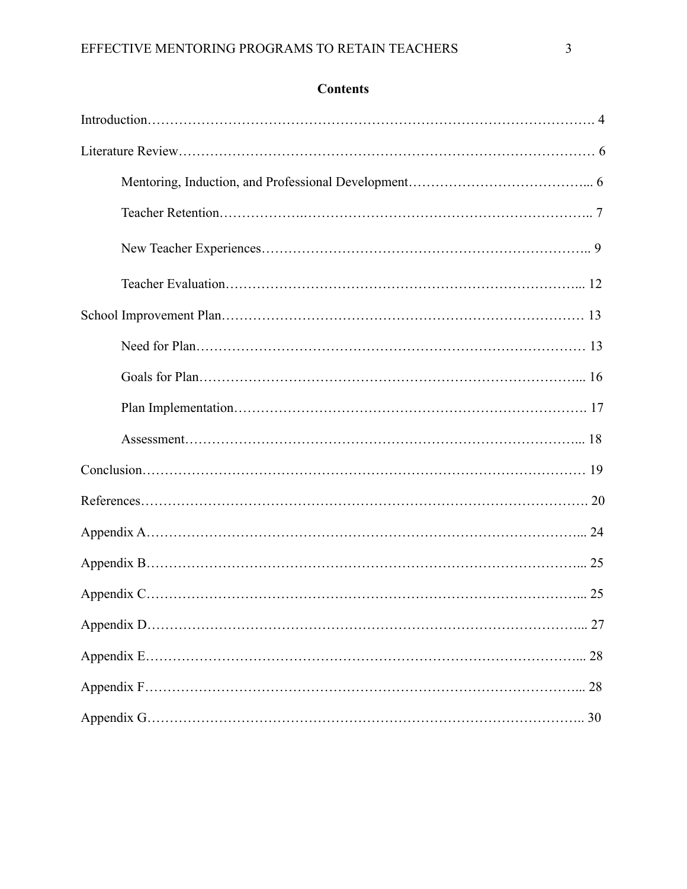## Contents

Introduction………………………………………………………………………………………. 4

Literature Review……………………………………………………………………………… 6

- Mentoring, Induction, and Professional Development…………………………………... 6
- Teacher Retention……………….………………………………………………………….. 7
- New Teacher Experiences…………………………………………………………….. 9
- Teacher Evaluation……………………………………………………………………... 12

School Improvement Plan………………………………………………………………… 13

- Need for Plan………………………………………………………………………… 13
- Goals for Plan…………………………………………………………………………... 16
- Plan Implementation………………………………………………………………. 17
- Assessment…………………………………………………………………………... 18

Conclusion……………………………………………………………………………………… 19

References……………………………………………………………………………………. 20

Appendix A…………………………………………………………………………………... 24

Appendix B…………………………………………………………………………………... 25

Appendix C…………………………………………………………………………………... 25

Appendix D…………………………………………………………………………………... 27

Appendix E…………………………………………………………………………………... 28

Appendix F…………………………………………………………………………………... 28

Appendix G………………………………………………………………………………….. 30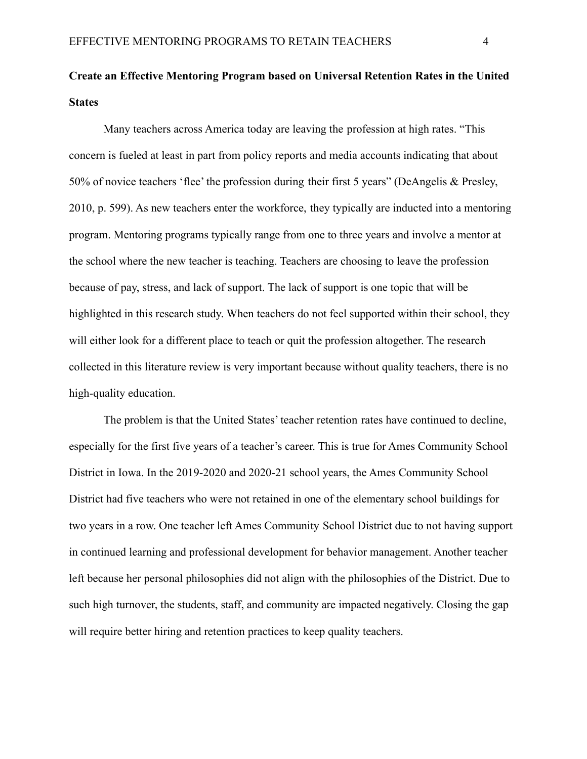**Create an Effective Mentoring Program based on Universal Retention Rates in the United States**

Many teachers across America today are leaving the profession at high rates. “This concern is fueled at least in part from policy reports and media accounts indicating that about 50% of novice teachers ‘flee’ the profession during their first 5 years” (DeAngelis & Presley, 2010, p. 599). As new teachers enter the workforce, they typically are inducted into a mentoring program. Mentoring programs typically range from one to three years and involve a mentor at the school where the new teacher is teaching. Teachers are choosing to leave the profession because of pay, stress, and lack of support. The lack of support is one topic that will be highlighted in this research study. When teachers do not feel supported within their school, they will either look for a different place to teach or quit the profession altogether. The research collected in this literature review is very important because without quality teachers, there is no high-quality education.

The problem is that the United States’ teacher retention rates have continued to decline, especially for the first five years of a teacher’s career. This is true for Ames Community School District in Iowa. In the 2019-2020 and 2020-21 school years, the Ames Community School District had five teachers who were not retained in one of the elementary school buildings for two years in a row. One teacher left Ames Community School District due to not having support in continued learning and professional development for behavior management. Another teacher left because her personal philosophies did not align with the philosophies of the District. Due to such high turnover, the students, staff, and community are impacted negatively. Closing the gap will require better hiring and retention practices to keep quality teachers.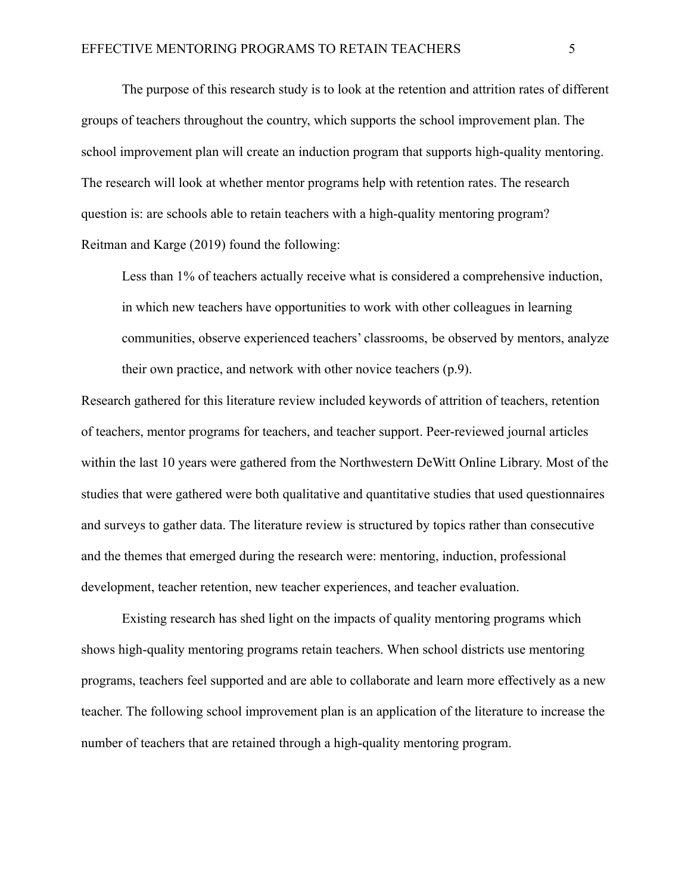The purpose of this research study is to look at the retention and attrition rates of different groups of teachers throughout the country, which supports the school improvement plan. The school improvement plan will create an induction program that supports high-quality mentoring. The research will look at whether mentor programs help with retention rates. The research question is: are schools able to retain teachers with a high-quality mentoring program? Reitman and Karge (2019) found the following:

> Less than 1% of teachers actually receive what is considered a comprehensive induction, in which new teachers have opportunities to work with other colleagues in learning communities, observe experienced teachers' classrooms, be observed by mentors, analyze their own practice, and network with other novice teachers (p.9).

Research gathered for this literature review included keywords of attrition of teachers, retention of teachers, mentor programs for teachers, and teacher support. Peer-reviewed journal articles within the last 10 years were gathered from the Northwestern DeWitt Online Library. Most of the studies that were gathered were both qualitative and quantitative studies that used questionnaires and surveys to gather data. The literature review is structured by topics rather than consecutive and the themes that emerged during the research were: mentoring, induction, professional development, teacher retention, new teacher experiences, and teacher evaluation.

Existing research has shed light on the impacts of quality mentoring programs which shows high-quality mentoring programs retain teachers. When school districts use mentoring programs, teachers feel supported and are able to collaborate and learn more effectively as a new teacher. The following school improvement plan is an application of the literature to increase the number of teachers that are retained through a high-quality mentoring program.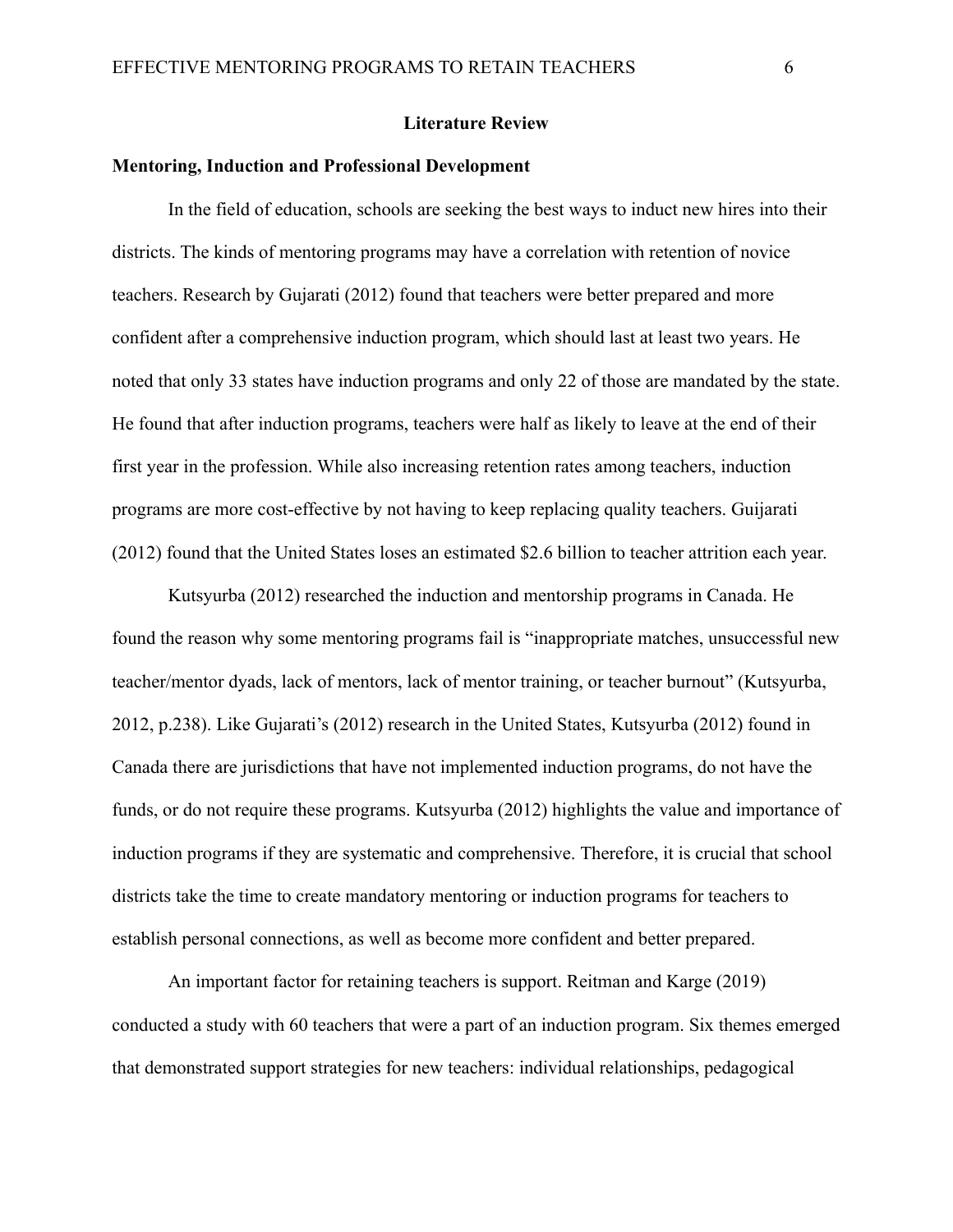## Literature Review

### Mentoring, Induction and Professional Development

In the field of education, schools are seeking the best ways to induct new hires into their districts. The kinds of mentoring programs may have a correlation with retention of novice teachers. Research by Gujarati (2012) found that teachers were better prepared and more confident after a comprehensive induction program, which should last at least two years. He noted that only 33 states have induction programs and only 22 of those are mandated by the state. He found that after induction programs, teachers were half as likely to leave at the end of their first year in the profession. While also increasing retention rates among teachers, induction programs are more cost-effective by not having to keep replacing quality teachers. Guijarati (2012) found that the United States loses an estimated $2.6 billion to teacher attrition each year.

Kutsyurba (2012) researched the induction and mentorship programs in Canada. He found the reason why some mentoring programs fail is "inappropriate matches, unsuccessful new teacher/mentor dyads, lack of mentors, lack of mentor training, or teacher burnout" (Kutsyurba, 2012, p.238). Like Gujarati's (2012) research in the United States, Kutsyurba (2012) found in Canada there are jurisdictions that have not implemented induction programs, do not have the funds, or do not require these programs. Kutsyurba (2012) highlights the value and importance of induction programs if they are systematic and comprehensive. Therefore, it is crucial that school districts take the time to create mandatory mentoring or induction programs for teachers to establish personal connections, as well as become more confident and better prepared.

An important factor for retaining teachers is support. Reitman and Karge (2019) conducted a study with 60 teachers that were a part of an induction program. Six themes emerged that demonstrated support strategies for new teachers: individual relationships, pedagogical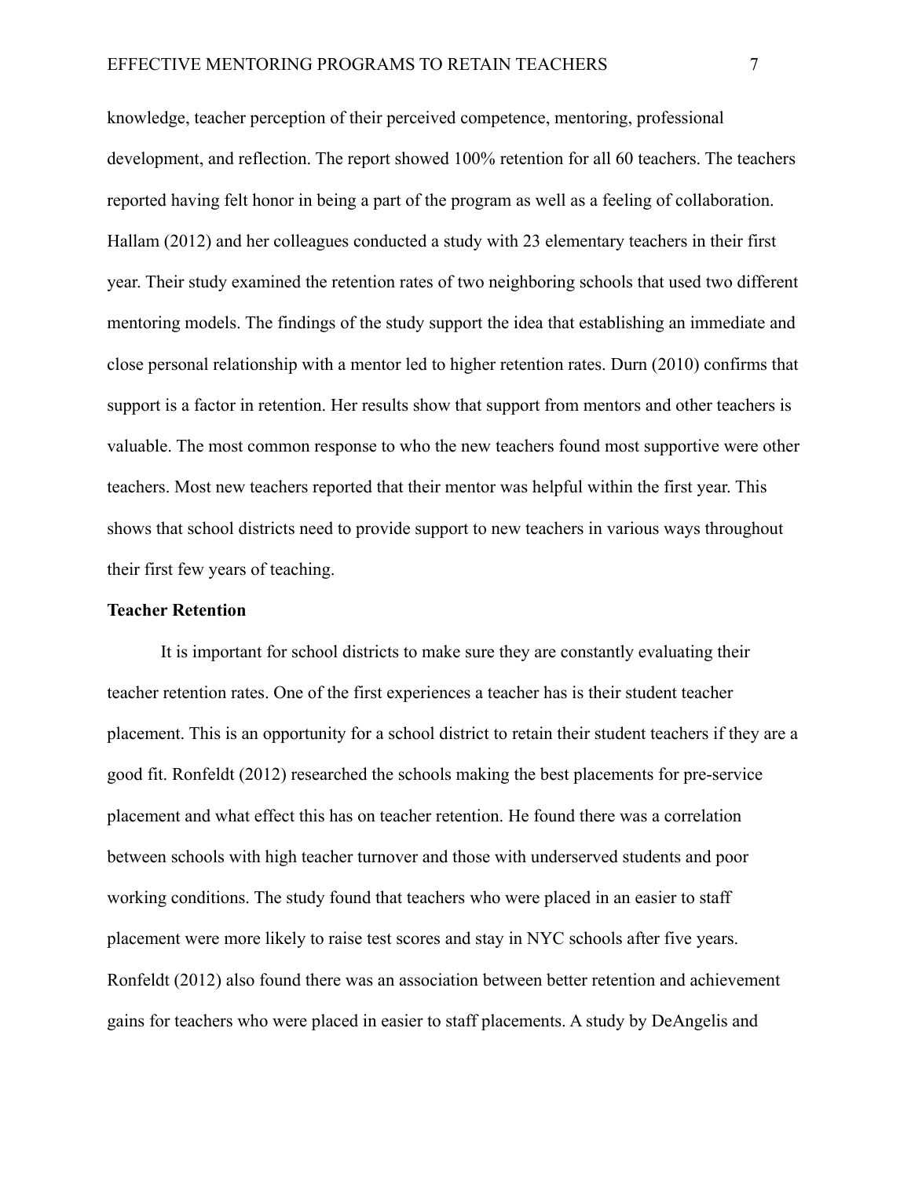knowledge, teacher perception of their perceived competence, mentoring, professional development, and reflection. The report showed 100% retention for all 60 teachers. The teachers reported having felt honor in being a part of the program as well as a feeling of collaboration. Hallam (2012) and her colleagues conducted a study with 23 elementary teachers in their first year. Their study examined the retention rates of two neighboring schools that used two different mentoring models. The findings of the study support the idea that establishing an immediate and close personal relationship with a mentor led to higher retention rates. Durn (2010) confirms that support is a factor in retention. Her results show that support from mentors and other teachers is valuable. The most common response to who the new teachers found most supportive were other teachers. Most new teachers reported that their mentor was helpful within the first year. This shows that school districts need to provide support to new teachers in various ways throughout their first few years of teaching.

**Teacher Retention**

It is important for school districts to make sure they are constantly evaluating their teacher retention rates. One of the first experiences a teacher has is their student teacher placement. This is an opportunity for a school district to retain their student teachers if they are a good fit. Ronfeldt (2012) researched the schools making the best placements for pre-service placement and what effect this has on teacher retention. He found there was a correlation between schools with high teacher turnover and those with underserved students and poor working conditions. The study found that teachers who were placed in an easier to staff placement were more likely to raise test scores and stay in NYC schools after five years. Ronfeldt (2012) also found there was an association between better retention and achievement gains for teachers who were placed in easier to staff placements. A study by DeAngelis and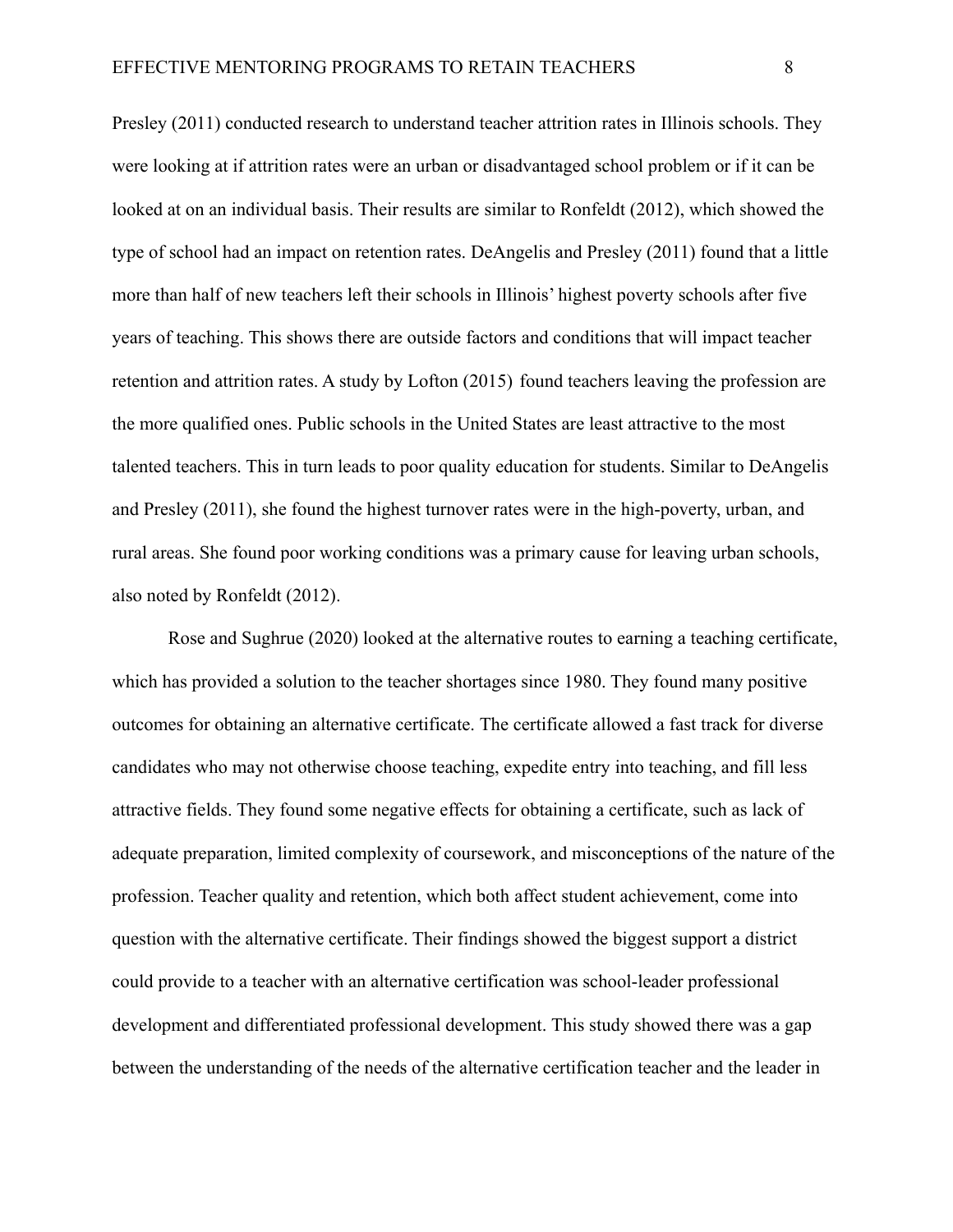Presley (2011) conducted research to understand teacher attrition rates in Illinois schools. They were looking at if attrition rates were an urban or disadvantaged school problem or if it can be looked at on an individual basis. Their results are similar to Ronfeldt (2012), which showed the type of school had an impact on retention rates. DeAngelis and Presley (2011) found that a little more than half of new teachers left their schools in Illinois' highest poverty schools after five years of teaching. This shows there are outside factors and conditions that will impact teacher retention and attrition rates. A study by Lofton (2015) found teachers leaving the profession are the more qualified ones. Public schools in the United States are least attractive to the most talented teachers. This in turn leads to poor quality education for students. Similar to DeAngelis and Presley (2011), she found the highest turnover rates were in the high-poverty, urban, and rural areas. She found poor working conditions was a primary cause for leaving urban schools, also noted by Ronfeldt (2012).

Rose and Sughrue (2020) looked at the alternative routes to earning a teaching certificate, which has provided a solution to the teacher shortages since 1980. They found many positive outcomes for obtaining an alternative certificate. The certificate allowed a fast track for diverse candidates who may not otherwise choose teaching, expedite entry into teaching, and fill less attractive fields. They found some negative effects for obtaining a certificate, such as lack of adequate preparation, limited complexity of coursework, and misconceptions of the nature of the profession. Teacher quality and retention, which both affect student achievement, come into question with the alternative certificate. Their findings showed the biggest support a district could provide to a teacher with an alternative certification was school-leader professional development and differentiated professional development. This study showed there was a gap between the understanding of the needs of the alternative certification teacher and the leader in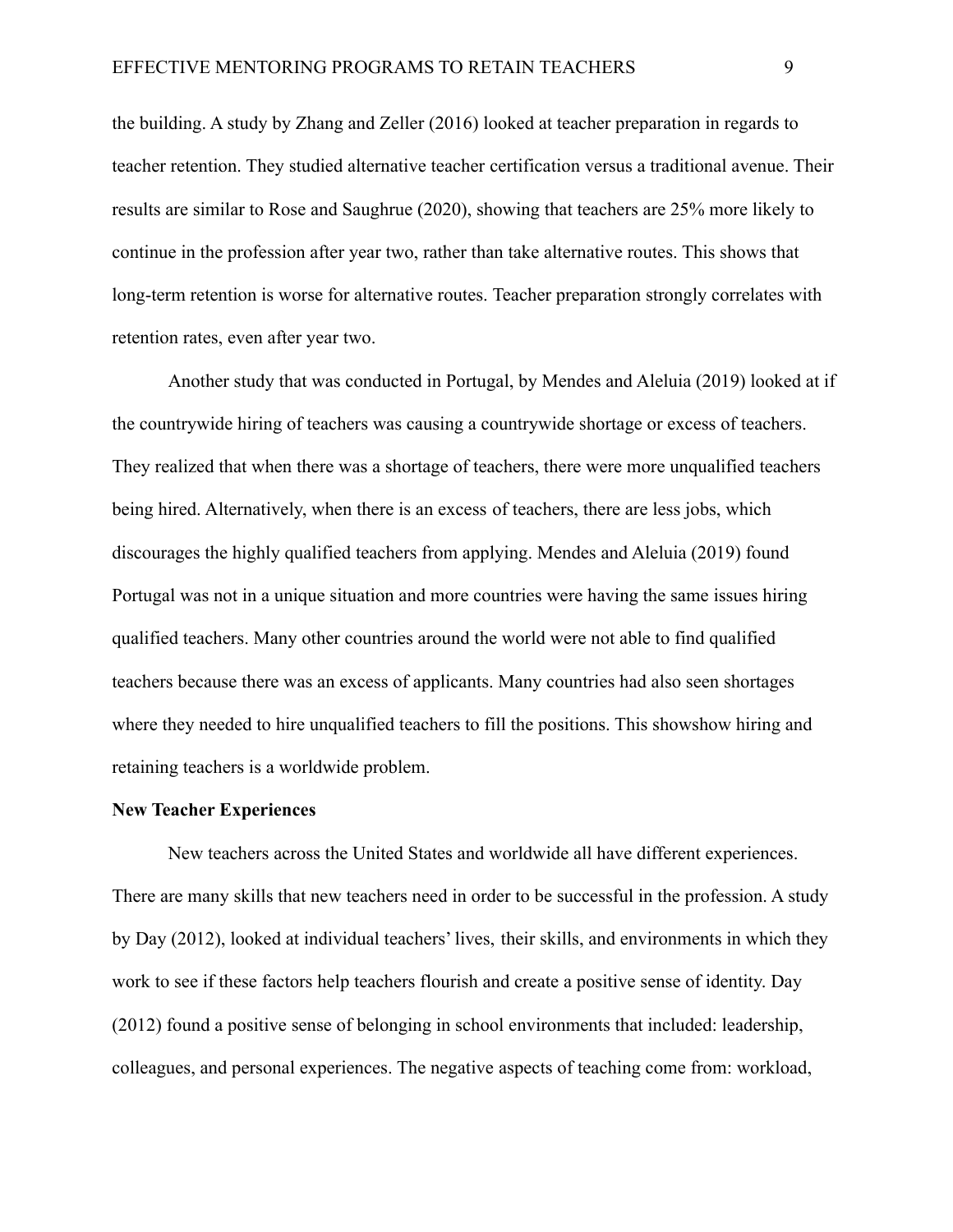the building. A study by Zhang and Zeller (2016) looked at teacher preparation in regards to teacher retention. They studied alternative teacher certification versus a traditional avenue. Their results are similar to Rose and Saughrue (2020), showing that teachers are 25% more likely to continue in the profession after year two, rather than take alternative routes. This shows that long-term retention is worse for alternative routes. Teacher preparation strongly correlates with retention rates, even after year two.

Another study that was conducted in Portugal, by Mendes and Aleluia (2019) looked at if the countrywide hiring of teachers was causing a countrywide shortage or excess of teachers. They realized that when there was a shortage of teachers, there were more unqualified teachers being hired. Alternatively, when there is an excess of teachers, there are less jobs, which discourages the highly qualified teachers from applying. Mendes and Aleluia (2019) found Portugal was not in a unique situation and more countries were having the same issues hiring qualified teachers. Many other countries around the world were not able to find qualified teachers because there was an excess of applicants. Many countries had also seen shortages where they needed to hire unqualified teachers to fill the positions. This showshow hiring and retaining teachers is a worldwide problem.

**New Teacher Experiences**

New teachers across the United States and worldwide all have different experiences. There are many skills that new teachers need in order to be successful in the profession. A study by Day (2012), looked at individual teachers' lives, their skills, and environments in which they work to see if these factors help teachers flourish and create a positive sense of identity. Day (2012) found a positive sense of belonging in school environments that included: leadership, colleagues, and personal experiences. The negative aspects of teaching come from: workload,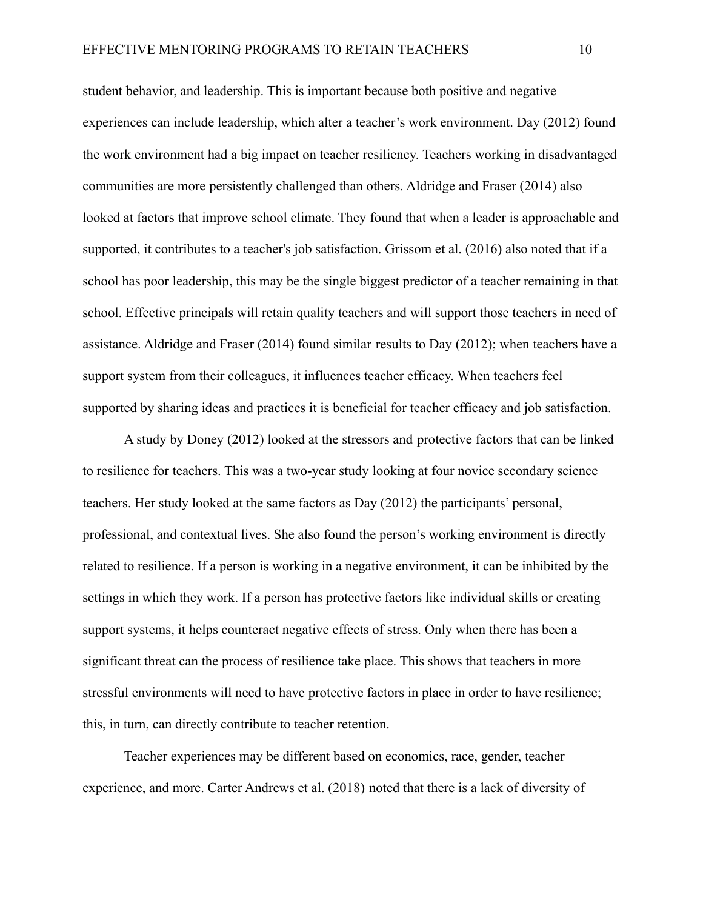student behavior, and leadership. This is important because both positive and negative experiences can include leadership, which alter a teacher's work environment. Day (2012) found the work environment had a big impact on teacher resiliency. Teachers working in disadvantaged communities are more persistently challenged than others. Aldridge and Fraser (2014) also looked at factors that improve school climate. They found that when a leader is approachable and supported, it contributes to a teacher's job satisfaction. Grissom et al. (2016) also noted that if a school has poor leadership, this may be the single biggest predictor of a teacher remaining in that school. Effective principals will retain quality teachers and will support those teachers in need of assistance. Aldridge and Fraser (2014) found similar results to Day (2012); when teachers have a support system from their colleagues, it influences teacher efficacy. When teachers feel supported by sharing ideas and practices it is beneficial for teacher efficacy and job satisfaction.

A study by Doney (2012) looked at the stressors and protective factors that can be linked to resilience for teachers. This was a two-year study looking at four novice secondary science teachers. Her study looked at the same factors as Day (2012) the participants' personal, professional, and contextual lives. She also found the person's working environment is directly related to resilience. If a person is working in a negative environment, it can be inhibited by the settings in which they work. If a person has protective factors like individual skills or creating support systems, it helps counteract negative effects of stress. Only when there has been a significant threat can the process of resilience take place. This shows that teachers in more stressful environments will need to have protective factors in place in order to have resilience; this, in turn, can directly contribute to teacher retention.

Teacher experiences may be different based on economics, race, gender, teacher experience, and more. Carter Andrews et al. (2018) noted that there is a lack of diversity of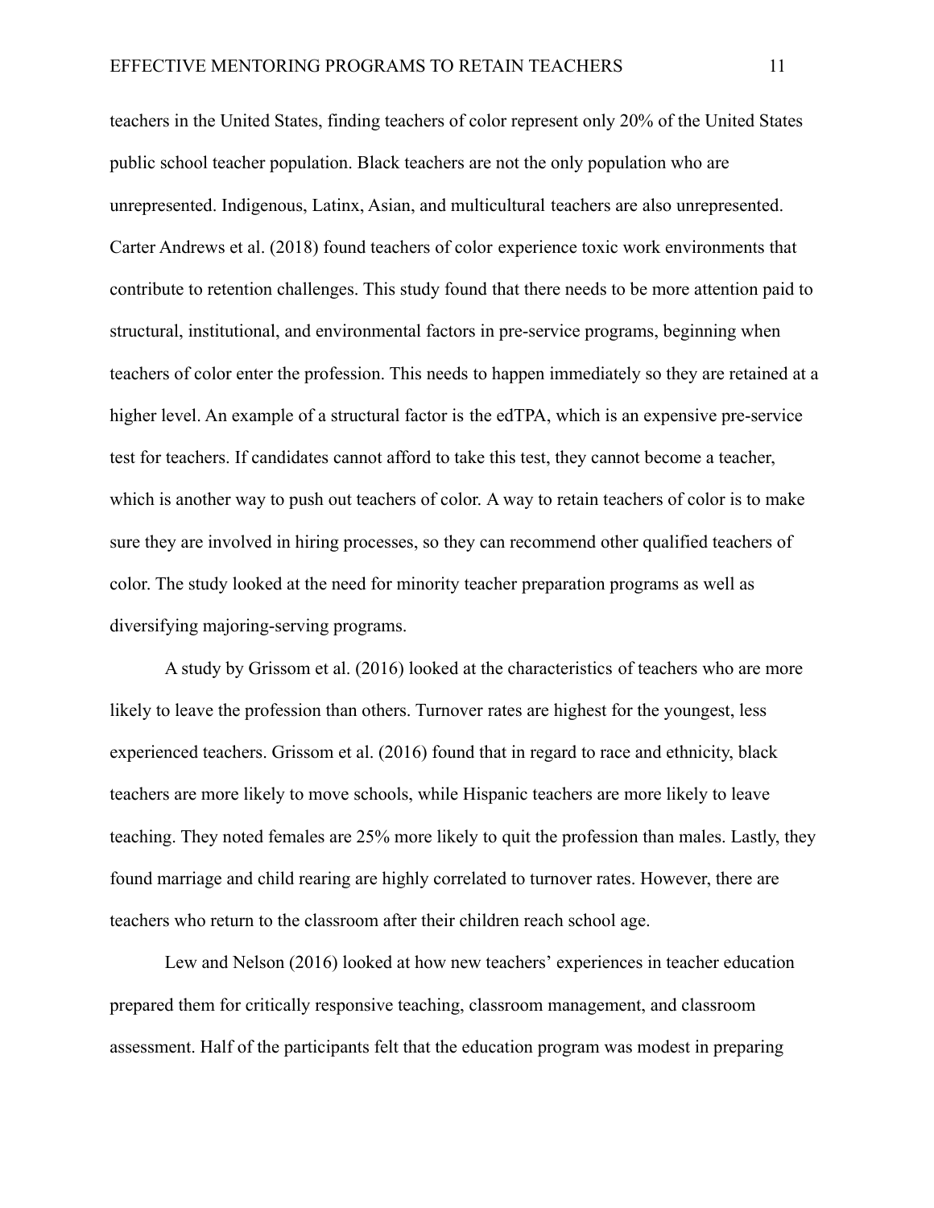teachers in the United States, finding teachers of color represent only 20% of the United States public school teacher population. Black teachers are not the only population who are unrepresented. Indigenous, Latinx, Asian, and multicultural teachers are also unrepresented. Carter Andrews et al. (2018) found teachers of color experience toxic work environments that contribute to retention challenges. This study found that there needs to be more attention paid to structural, institutional, and environmental factors in pre-service programs, beginning when teachers of color enter the profession. This needs to happen immediately so they are retained at a higher level. An example of a structural factor is the edTPA, which is an expensive pre-service test for teachers. If candidates cannot afford to take this test, they cannot become a teacher, which is another way to push out teachers of color. A way to retain teachers of color is to make sure they are involved in hiring processes, so they can recommend other qualified teachers of color. The study looked at the need for minority teacher preparation programs as well as diversifying majoring-serving programs.

A study by Grissom et al. (2016) looked at the characteristics of teachers who are more likely to leave the profession than others. Turnover rates are highest for the youngest, less experienced teachers. Grissom et al. (2016) found that in regard to race and ethnicity, black teachers are more likely to move schools, while Hispanic teachers are more likely to leave teaching. They noted females are 25% more likely to quit the profession than males. Lastly, they found marriage and child rearing are highly correlated to turnover rates. However, there are teachers who return to the classroom after their children reach school age.

Lew and Nelson (2016) looked at how new teachers' experiences in teacher education prepared them for critically responsive teaching, classroom management, and classroom assessment. Half of the participants felt that the education program was modest in preparing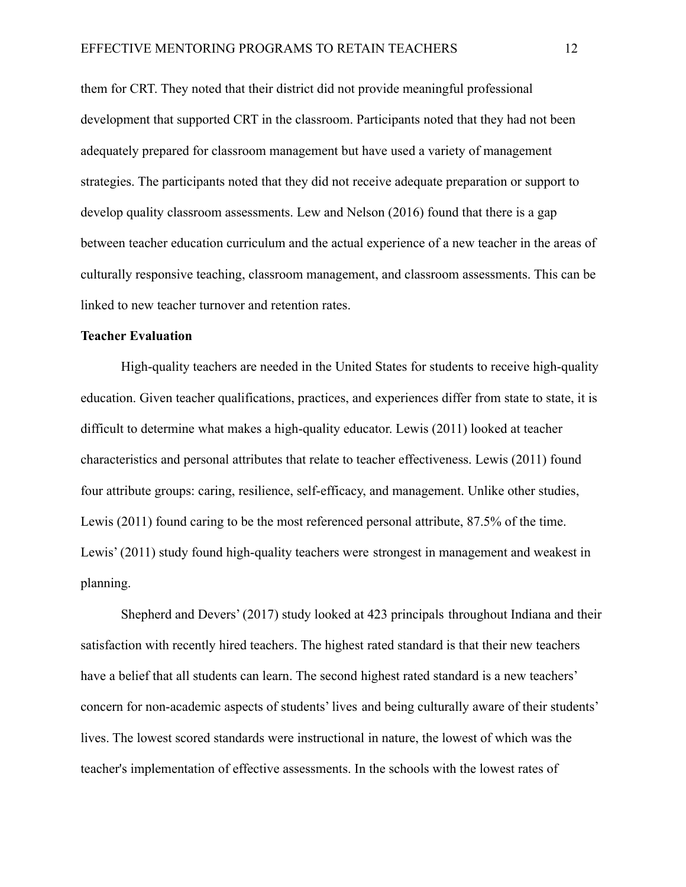them for CRT. They noted that their district did not provide meaningful professional development that supported CRT in the classroom. Participants noted that they had not been adequately prepared for classroom management but have used a variety of management strategies. The participants noted that they did not receive adequate preparation or support to develop quality classroom assessments. Lew and Nelson (2016) found that there is a gap between teacher education curriculum and the actual experience of a new teacher in the areas of culturally responsive teaching, classroom management, and classroom assessments. This can be linked to new teacher turnover and retention rates.

**Teacher Evaluation**

High-quality teachers are needed in the United States for students to receive high-quality education. Given teacher qualifications, practices, and experiences differ from state to state, it is difficult to determine what makes a high-quality educator. Lewis (2011) looked at teacher characteristics and personal attributes that relate to teacher effectiveness. Lewis (2011) found four attribute groups: caring, resilience, self-efficacy, and management. Unlike other studies, Lewis (2011) found caring to be the most referenced personal attribute, 87.5% of the time. Lewis' (2011) study found high-quality teachers were strongest in management and weakest in planning.

Shepherd and Devers' (2017) study looked at 423 principals throughout Indiana and their satisfaction with recently hired teachers. The highest rated standard is that their new teachers have a belief that all students can learn. The second highest rated standard is a new teachers' concern for non-academic aspects of students' lives and being culturally aware of their students' lives. The lowest scored standards were instructional in nature, the lowest of which was the teacher's implementation of effective assessments. In the schools with the lowest rates of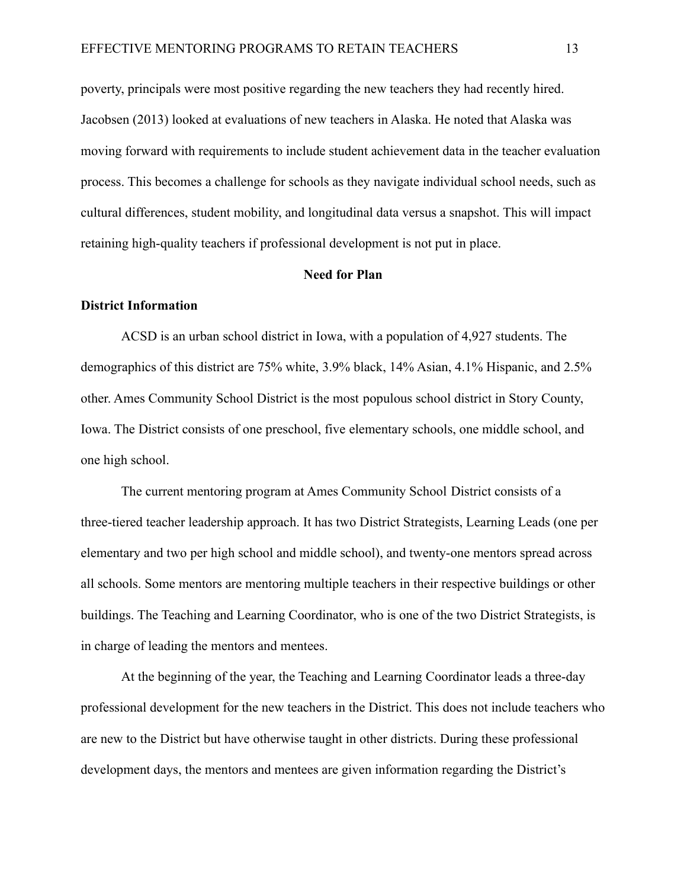poverty, principals were most positive regarding the new teachers they had recently hired. Jacobsen (2013) looked at evaluations of new teachers in Alaska. He noted that Alaska was moving forward with requirements to include student achievement data in the teacher evaluation process. This becomes a challenge for schools as they navigate individual school needs, such as cultural differences, student mobility, and longitudinal data versus a snapshot. This will impact retaining high-quality teachers if professional development is not put in place.

## Need for Plan

### District Information

ACSD is an urban school district in Iowa, with a population of 4,927 students. The demographics of this district are 75% white, 3.9% black, 14% Asian, 4.1% Hispanic, and 2.5% other. Ames Community School District is the most populous school district in Story County, Iowa. The District consists of one preschool, five elementary schools, one middle school, and one high school.

The current mentoring program at Ames Community School District consists of a three-tiered teacher leadership approach. It has two District Strategists, Learning Leads (one per elementary and two per high school and middle school), and twenty-one mentors spread across all schools. Some mentors are mentoring multiple teachers in their respective buildings or other buildings. The Teaching and Learning Coordinator, who is one of the two District Strategists, is in charge of leading the mentors and mentees.

At the beginning of the year, the Teaching and Learning Coordinator leads a three-day professional development for the new teachers in the District. This does not include teachers who are new to the District but have otherwise taught in other districts. During these professional development days, the mentors and mentees are given information regarding the District's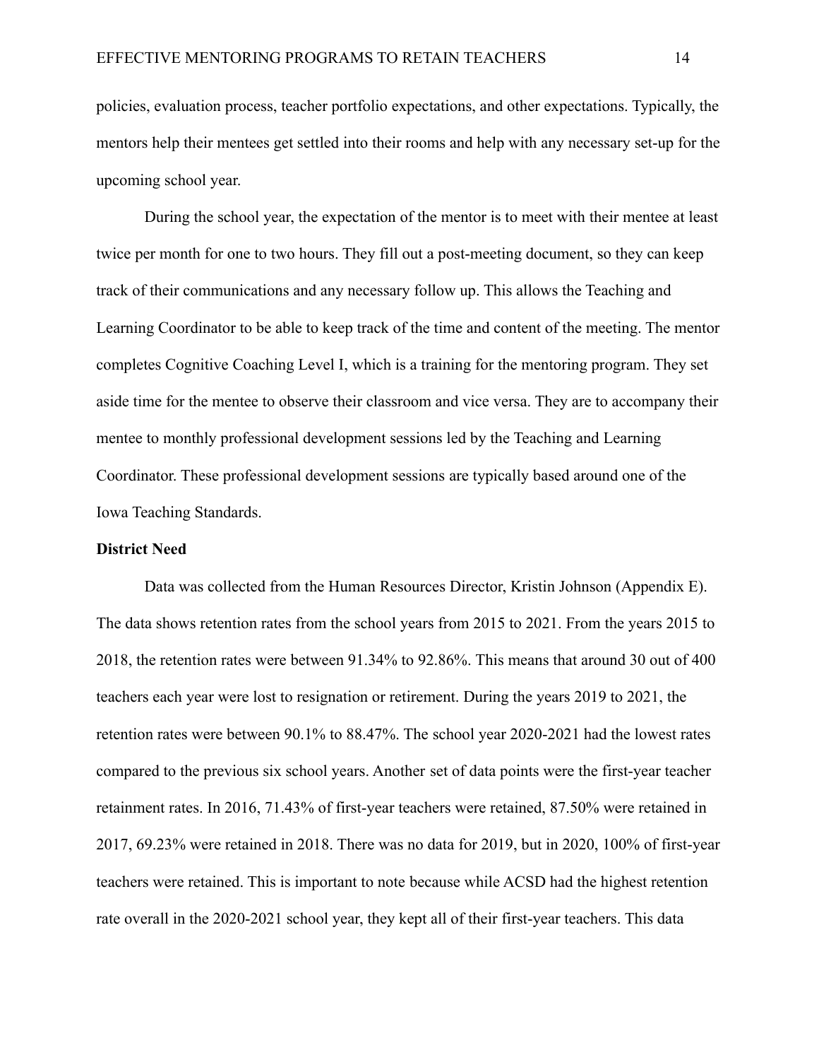policies, evaluation process, teacher portfolio expectations, and other expectations. Typically, the mentors help their mentees get settled into their rooms and help with any necessary set-up for the upcoming school year.

During the school year, the expectation of the mentor is to meet with their mentee at least twice per month for one to two hours. They fill out a post-meeting document, so they can keep track of their communications and any necessary follow up. This allows the Teaching and Learning Coordinator to be able to keep track of the time and content of the meeting. The mentor completes Cognitive Coaching Level I, which is a training for the mentoring program. They set aside time for the mentee to observe their classroom and vice versa. They are to accompany their mentee to monthly professional development sessions led by the Teaching and Learning Coordinator. These professional development sessions are typically based around one of the Iowa Teaching Standards.

**District Need**

Data was collected from the Human Resources Director, Kristin Johnson (Appendix E). The data shows retention rates from the school years from 2015 to 2021. From the years 2015 to 2018, the retention rates were between 91.34% to 92.86%. This means that around 30 out of 400 teachers each year were lost to resignation or retirement. During the years 2019 to 2021, the retention rates were between 90.1% to 88.47%. The school year 2020-2021 had the lowest rates compared to the previous six school years. Another set of data points were the first-year teacher retainment rates. In 2016, 71.43% of first-year teachers were retained, 87.50% were retained in 2017, 69.23% were retained in 2018. There was no data for 2019, but in 2020, 100% of first-year teachers were retained. This is important to note because while ACSD had the highest retention rate overall in the 2020-2021 school year, they kept all of their first-year teachers. This data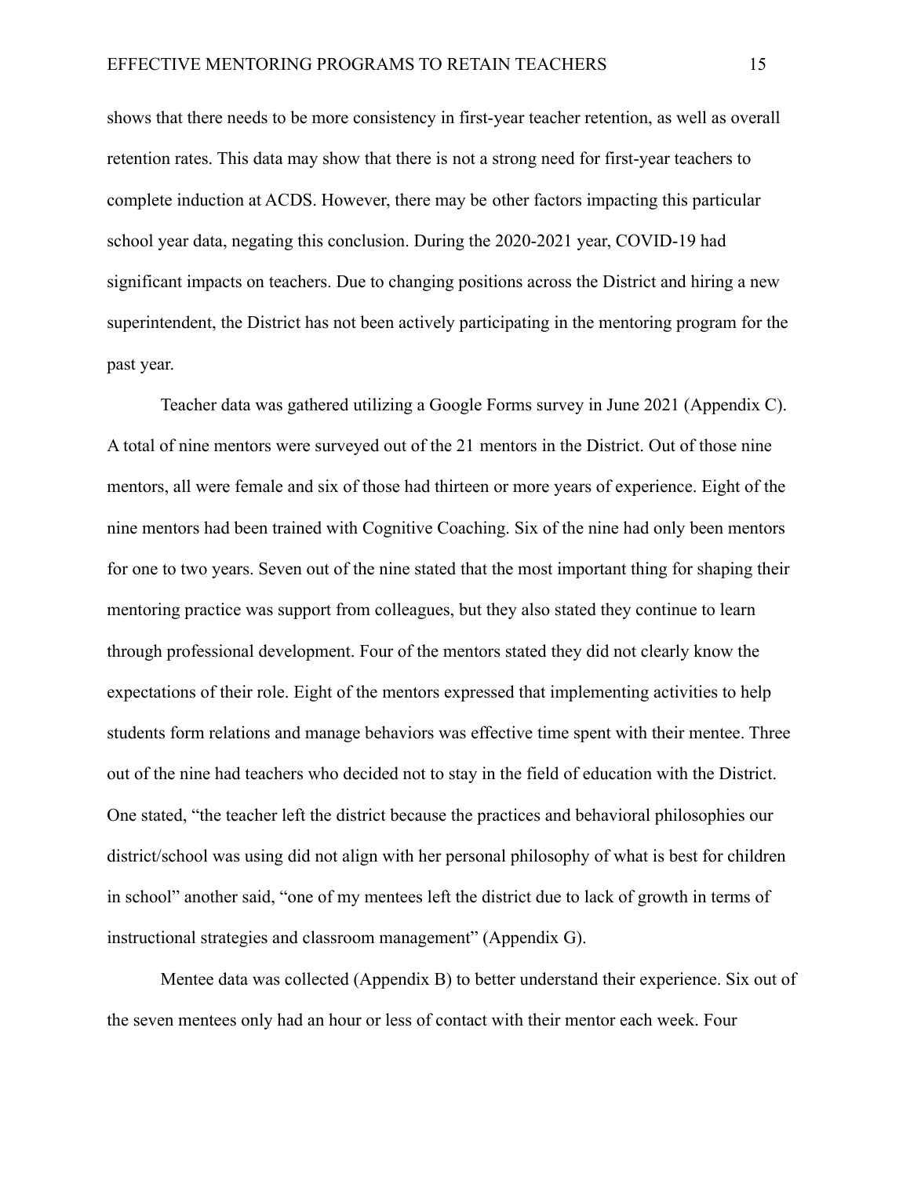shows that there needs to be more consistency in first-year teacher retention, as well as overall retention rates. This data may show that there is not a strong need for first-year teachers to complete induction at ACDS. However, there may be other factors impacting this particular school year data, negating this conclusion. During the 2020-2021 year, COVID-19 had significant impacts on teachers. Due to changing positions across the District and hiring a new superintendent, the District has not been actively participating in the mentoring program for the past year.

Teacher data was gathered utilizing a Google Forms survey in June 2021 (Appendix C). A total of nine mentors were surveyed out of the 21 mentors in the District. Out of those nine mentors, all were female and six of those had thirteen or more years of experience. Eight of the nine mentors had been trained with Cognitive Coaching. Six of the nine had only been mentors for one to two years. Seven out of the nine stated that the most important thing for shaping their mentoring practice was support from colleagues, but they also stated they continue to learn through professional development. Four of the mentors stated they did not clearly know the expectations of their role. Eight of the mentors expressed that implementing activities to help students form relations and manage behaviors was effective time spent with their mentee. Three out of the nine had teachers who decided not to stay in the field of education with the District. One stated, "the teacher left the district because the practices and behavioral philosophies our district/school was using did not align with her personal philosophy of what is best for children in school" another said, "one of my mentees left the district due to lack of growth in terms of instructional strategies and classroom management" (Appendix G).

Mentee data was collected (Appendix B) to better understand their experience. Six out of the seven mentees only had an hour or less of contact with their mentor each week. Four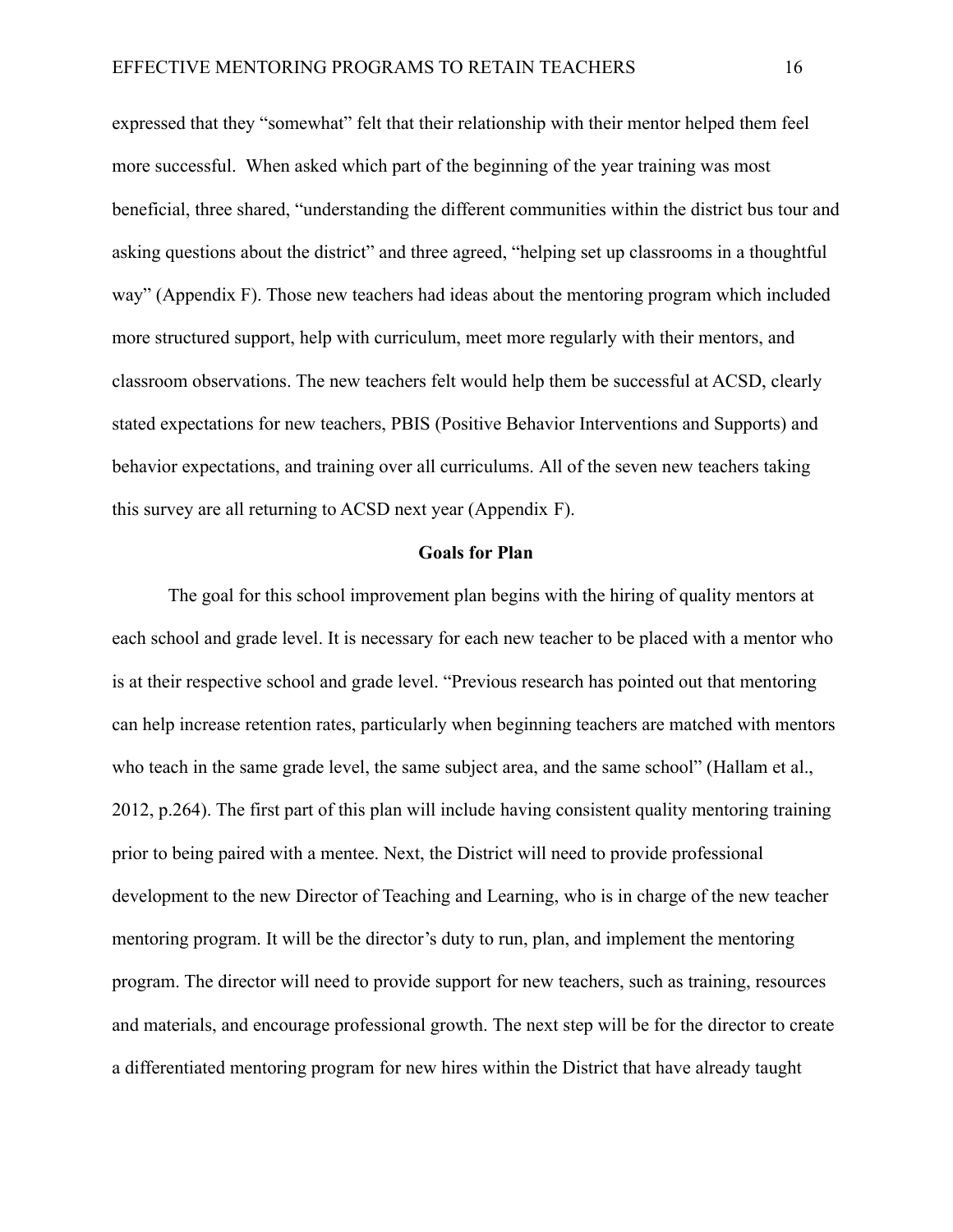expressed that they "somewhat" felt that their relationship with their mentor helped them feel more successful. When asked which part of the beginning of the year training was most beneficial, three shared, "understanding the different communities within the district bus tour and asking questions about the district" and three agreed, "helping set up classrooms in a thoughtful way" (Appendix F). Those new teachers had ideas about the mentoring program which included more structured support, help with curriculum, meet more regularly with their mentors, and classroom observations. The new teachers felt would help them be successful at ACSD, clearly stated expectations for new teachers, PBIS (Positive Behavior Interventions and Supports) and behavior expectations, and training over all curriculums. All of the seven new teachers taking this survey are all returning to ACSD next year (Appendix F).

## Goals for Plan

The goal for this school improvement plan begins with the hiring of quality mentors at each school and grade level. It is necessary for each new teacher to be placed with a mentor who is at their respective school and grade level. "Previous research has pointed out that mentoring can help increase retention rates, particularly when beginning teachers are matched with mentors who teach in the same grade level, the same subject area, and the same school" (Hallam et al., 2012, p.264). The first part of this plan will include having consistent quality mentoring training prior to being paired with a mentee. Next, the District will need to provide professional development to the new Director of Teaching and Learning, who is in charge of the new teacher mentoring program. It will be the director's duty to run, plan, and implement the mentoring program. The director will need to provide support for new teachers, such as training, resources and materials, and encourage professional growth. The next step will be for the director to create a differentiated mentoring program for new hires within the District that have already taught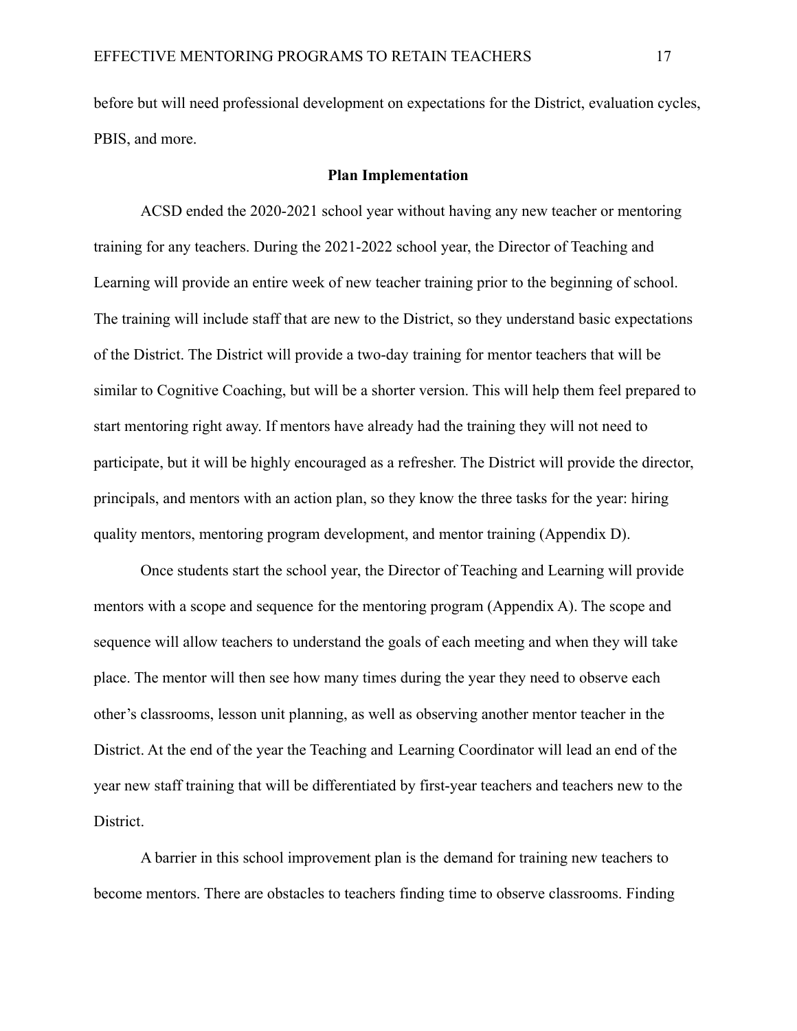before but will need professional development on expectations for the District, evaluation cycles, PBIS, and more.

## Plan Implementation

ACSD ended the 2020-2021 school year without having any new teacher or mentoring training for any teachers. During the 2021-2022 school year, the Director of Teaching and Learning will provide an entire week of new teacher training prior to the beginning of school. The training will include staff that are new to the District, so they understand basic expectations of the District. The District will provide a two-day training for mentor teachers that will be similar to Cognitive Coaching, but will be a shorter version. This will help them feel prepared to start mentoring right away. If mentors have already had the training they will not need to participate, but it will be highly encouraged as a refresher. The District will provide the director, principals, and mentors with an action plan, so they know the three tasks for the year: hiring quality mentors, mentoring program development, and mentor training (Appendix D).

Once students start the school year, the Director of Teaching and Learning will provide mentors with a scope and sequence for the mentoring program (Appendix A). The scope and sequence will allow teachers to understand the goals of each meeting and when they will take place. The mentor will then see how many times during the year they need to observe each other's classrooms, lesson unit planning, as well as observing another mentor teacher in the District. At the end of the year the Teaching and Learning Coordinator will lead an end of the year new staff training that will be differentiated by first-year teachers and teachers new to the District.

A barrier in this school improvement plan is the demand for training new teachers to become mentors. There are obstacles to teachers finding time to observe classrooms. Finding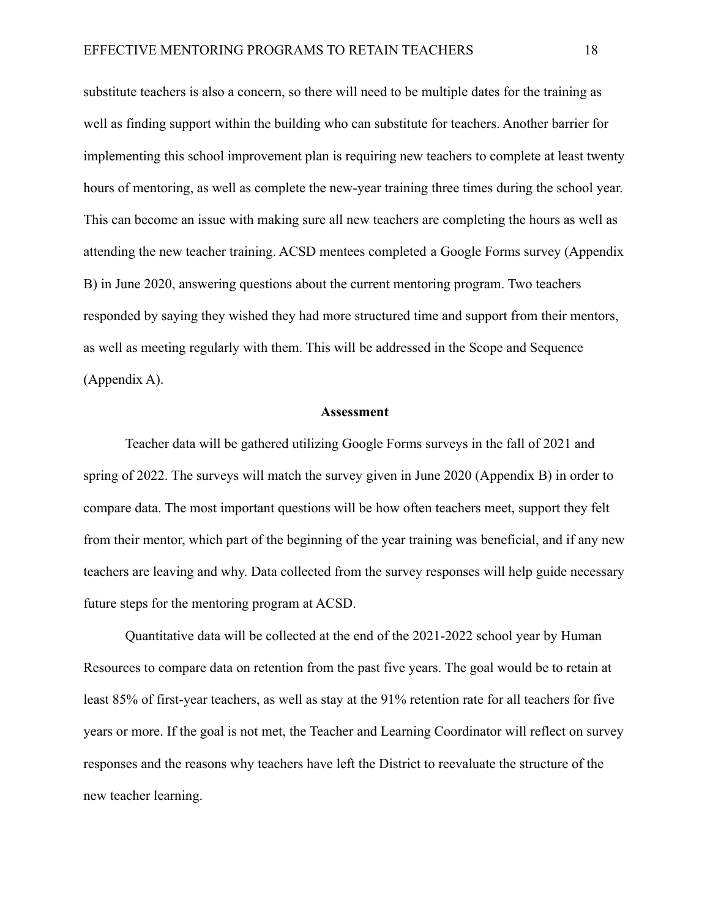substitute teachers is also a concern, so there will need to be multiple dates for the training as well as finding support within the building who can substitute for teachers. Another barrier for implementing this school improvement plan is requiring new teachers to complete at least twenty hours of mentoring, as well as complete the new-year training three times during the school year. This can become an issue with making sure all new teachers are completing the hours as well as attending the new teacher training. ACSD mentees completed a Google Forms survey (Appendix B) in June 2020, answering questions about the current mentoring program. Two teachers responded by saying they wished they had more structured time and support from their mentors, as well as meeting regularly with them. This will be addressed in the Scope and Sequence (Appendix A).

## Assessment

Teacher data will be gathered utilizing Google Forms surveys in the fall of 2021 and spring of 2022. The surveys will match the survey given in June 2020 (Appendix B) in order to compare data. The most important questions will be how often teachers meet, support they felt from their mentor, which part of the beginning of the year training was beneficial, and if any new teachers are leaving and why. Data collected from the survey responses will help guide necessary future steps for the mentoring program at ACSD.

Quantitative data will be collected at the end of the 2021-2022 school year by Human Resources to compare data on retention from the past five years. The goal would be to retain at least 85% of first-year teachers, as well as stay at the 91% retention rate for all teachers for five years or more. If the goal is not met, the Teacher and Learning Coordinator will reflect on survey responses and the reasons why teachers have left the District to reevaluate the structure of the new teacher learning.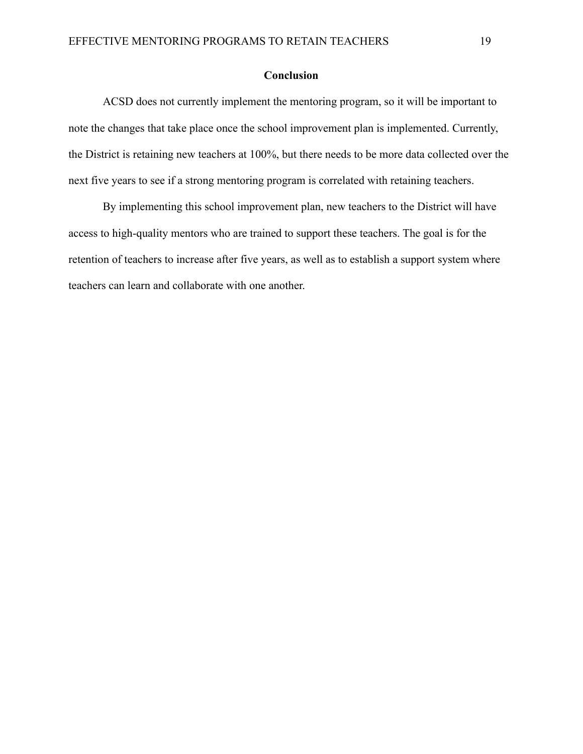## Conclusion

ACSD does not currently implement the mentoring program, so it will be important to note the changes that take place once the school improvement plan is implemented. Currently, the District is retaining new teachers at 100%, but there needs to be more data collected over the next five years to see if a strong mentoring program is correlated with retaining teachers.

By implementing this school improvement plan, new teachers to the District will have access to high-quality mentors who are trained to support these teachers. The goal is for the retention of teachers to increase after five years, as well as to establish a support system where teachers can learn and collaborate with one another.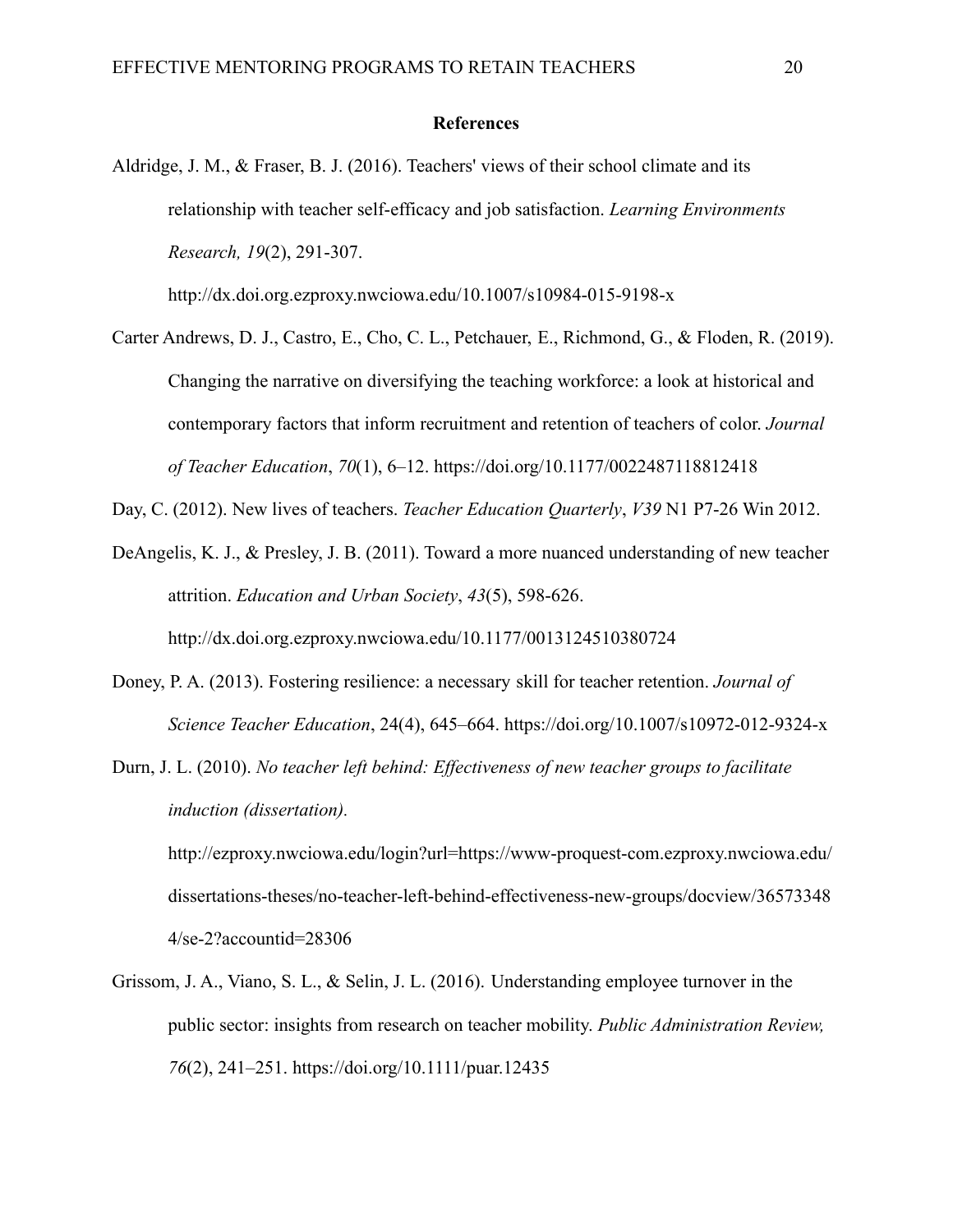## References

Aldridge, J. M., & Fraser, B. J. (2016). Teachers' views of their school climate and its relationship with teacher self-efficacy and job satisfaction. *Learning Environments Research, 19*(2), 291-307. http://dx.doi.org.ezproxy.nwciowa.edu/10.1007/s10984-015-9198-x

Carter Andrews, D. J., Castro, E., Cho, C. L., Petchauer, E., Richmond, G., & Floden, R. (2019). Changing the narrative on diversifying the teaching workforce: a look at historical and contemporary factors that inform recruitment and retention of teachers of color. *Journal of Teacher Education*, *70*(1), 6–12. https://doi.org/10.1177/0022487118812418

Day, C. (2012). New lives of teachers. *Teacher Education Quarterly*, *V39* N1 P7-26 Win 2012.

DeAngelis, K. J., & Presley, J. B. (2011). Toward a more nuanced understanding of new teacher attrition. *Education and Urban Society*, *43*(5), 598-626. http://dx.doi.org.ezproxy.nwciowa.edu/10.1177/0013124510380724

Doney, P. A. (2013). Fostering resilience: a necessary skill for teacher retention. *Journal of Science Teacher Education*, 24(4), 645–664. https://doi.org/10.1007/s10972-012-9324-x

Durn, J. L. (2010). *No teacher left behind: Effectiveness of new teacher groups to facilitate induction (dissertation).* http://ezproxy.nwciowa.edu/login?url=https://www-proquest-com.ezproxy.nwciowa.edu/dissertations-theses/no-teacher-left-behind-effectiveness-new-groups/docview/365733484/se-2?accountid=28306

Grissom, J. A., Viano, S. L., & Selin, J. L. (2016). Understanding employee turnover in the public sector: insights from research on teacher mobility. *Public Administration Review, 76*(2), 241–251. https://doi.org/10.1111/puar.12435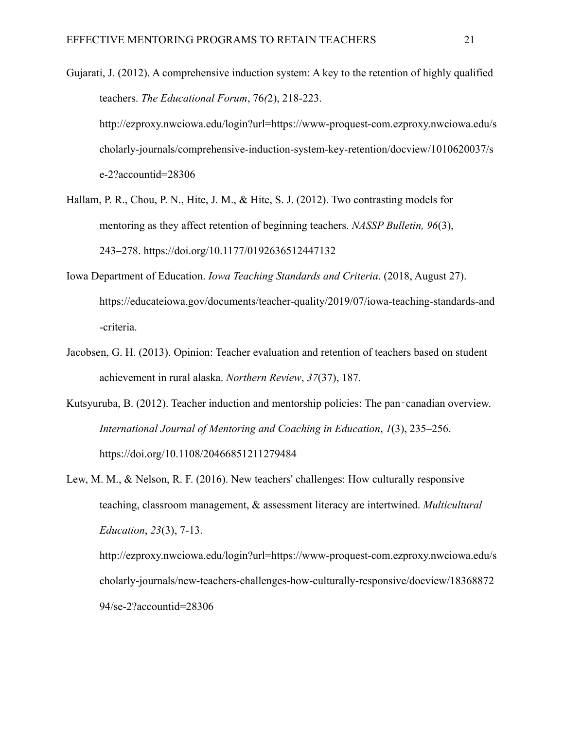Gujarati, J. (2012). A comprehensive induction system: A key to the retention of highly qualified teachers. *The Educational Forum*, 76*(*2), 218-223. http://ezproxy.nwciowa.edu/login?url=https://www-proquest-com.ezproxy.nwciowa.edu/scholarly-journals/comprehensive-induction-system-key-retention/docview/1010620037/se-2?accountid=28306

Hallam, P. R., Chou, P. N., Hite, J. M., & Hite, S. J. (2012). Two contrasting models for mentoring as they affect retention of beginning teachers. *NASSP Bulletin, 96*(3), 243–278. https://doi.org/10.1177/0192636512447132

Iowa Department of Education. *Iowa Teaching Standards and Criteria*. (2018, August 27). https://educateiowa.gov/documents/teacher-quality/2019/07/iowa-teaching-standards-and-criteria.

Jacobsen, G. H. (2013). Opinion: Teacher evaluation and retention of teachers based on student achievement in rural alaska. *Northern Review*, *37*(37), 187.

Kutsyuruba, B. (2012). Teacher induction and mentorship policies: The pan‐canadian overview. *International Journal of Mentoring and Coaching in Education*, *1*(3), 235–256. https://doi.org/10.1108/20466851211279484

Lew, M. M., & Nelson, R. F. (2016). New teachers' challenges: How culturally responsive teaching, classroom management, & assessment literacy are intertwined. *Multicultural Education*, *23*(3), 7-13. http://ezproxy.nwciowa.edu/login?url=https://www-proquest-com.ezproxy.nwciowa.edu/scholarly-journals/new-teachers-challenges-how-culturally-responsive/docview/1836887294/se-2?accountid=28306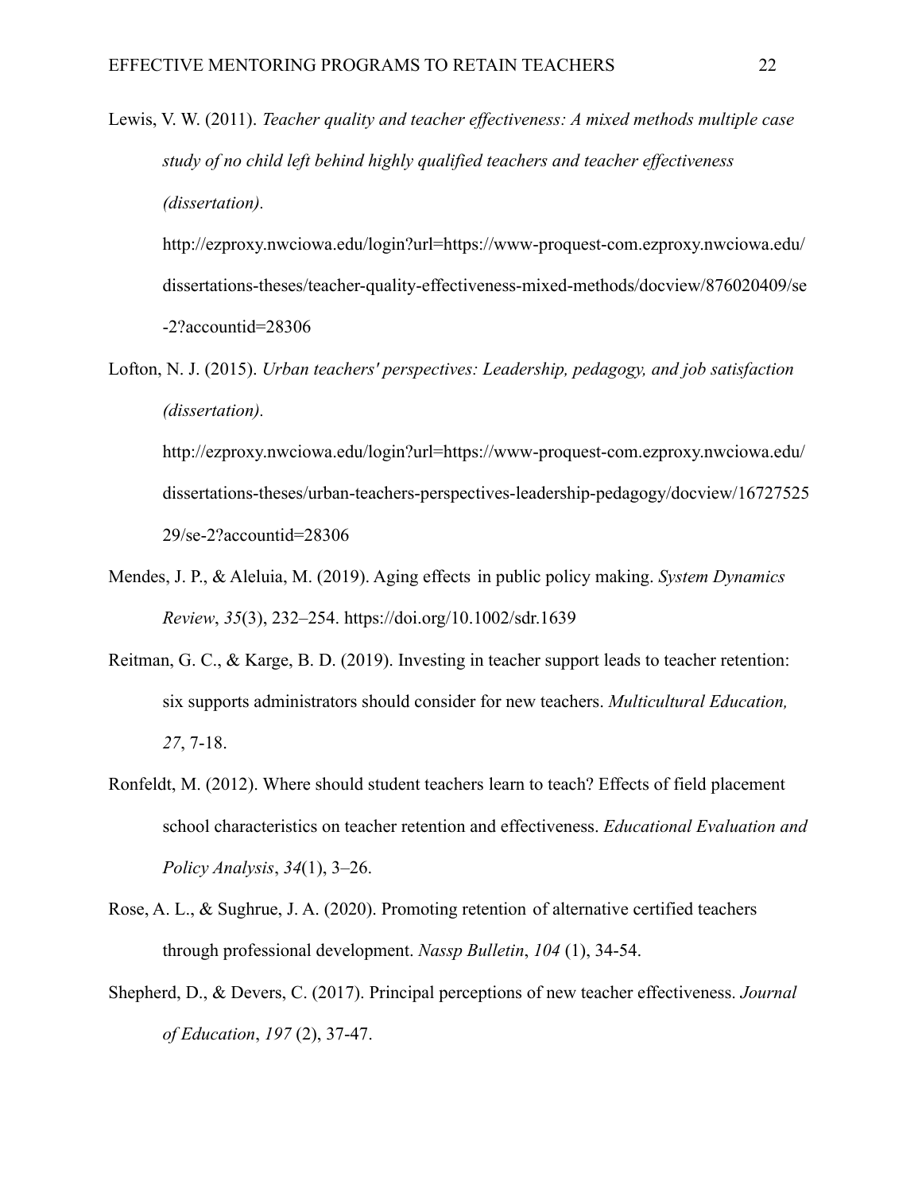Lewis, V. W. (2011). *Teacher quality and teacher effectiveness: A mixed methods multiple case study of no child left behind highly qualified teachers and teacher effectiveness (dissertation).* http://ezproxy.nwciowa.edu/login?url=https://www-proquest-com.ezproxy.nwciowa.edu/dissertations-theses/teacher-quality-effectiveness-mixed-methods/docview/876020409/se-2?accountid=28306

Lofton, N. J. (2015). *Urban teachers' perspectives: Leadership, pedagogy, and job satisfaction (dissertation).* http://ezproxy.nwciowa.edu/login?url=https://www-proquest-com.ezproxy.nwciowa.edu/dissertations-theses/urban-teachers-perspectives-leadership-pedagogy/docview/1672752529/se-2?accountid=28306

Mendes, J. P., & Aleluia, M. (2019). Aging effects in public policy making. *System Dynamics Review*, *35*(3), 232–254. https://doi.org/10.1002/sdr.1639

Reitman, G. C., & Karge, B. D. (2019). Investing in teacher support leads to teacher retention: six supports administrators should consider for new teachers. *Multicultural Education, 27*, 7-18.

Ronfeldt, M. (2012). Where should student teachers learn to teach? Effects of field placement school characteristics on teacher retention and effectiveness. *Educational Evaluation and Policy Analysis*, *34*(1), 3–26.

Rose, A. L., & Sughrue, J. A. (2020). Promoting retention of alternative certified teachers through professional development. *Nassp Bulletin*, *104* (1), 34-54.

Shepherd, D., & Devers, C. (2017). Principal perceptions of new teacher effectiveness. *Journal of Education*, *197* (2), 37-47.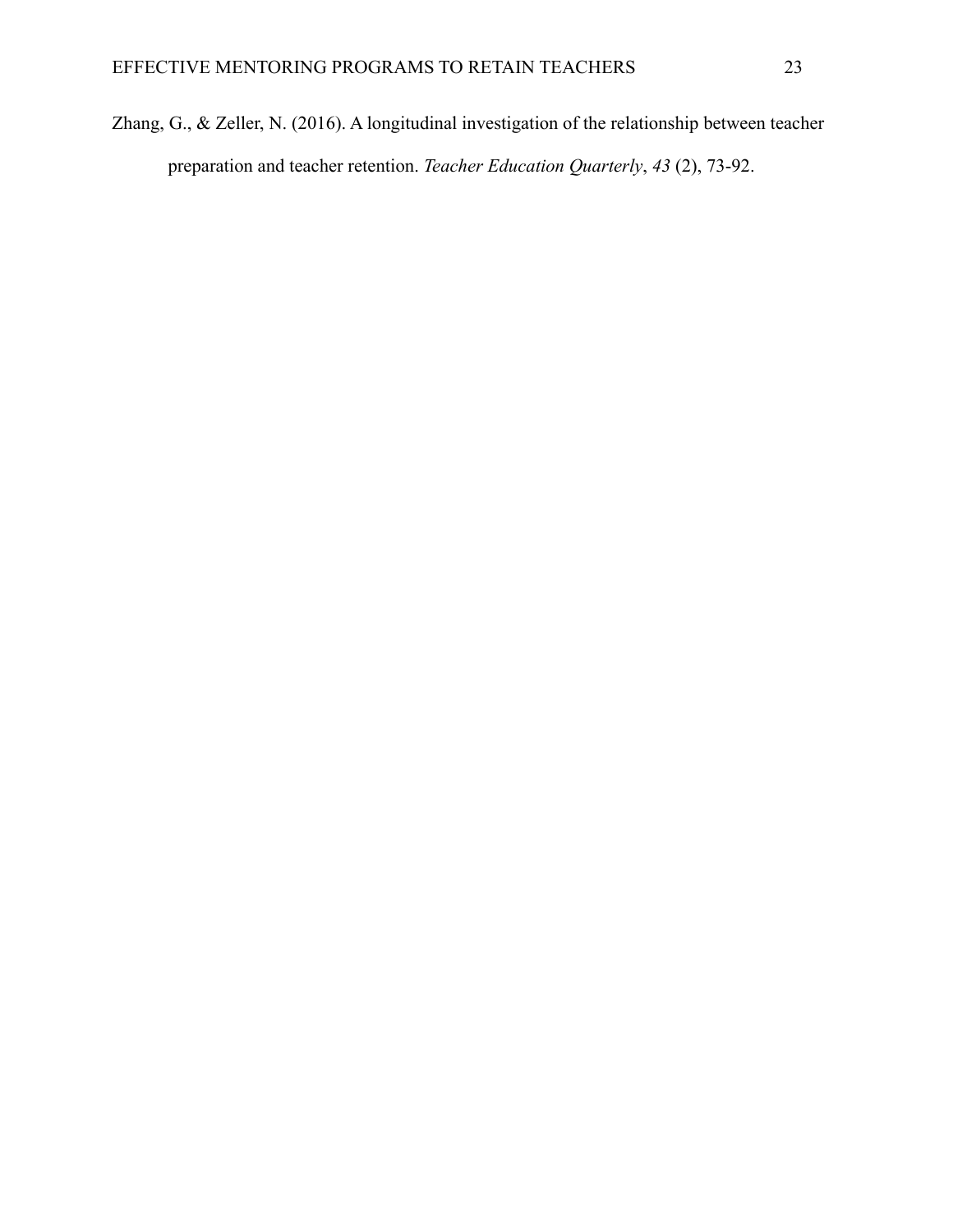Zhang, G., & Zeller, N. (2016). A longitudinal investigation of the relationship between teacher preparation and teacher retention. *Teacher Education Quarterly*, *43* (2), 73-92.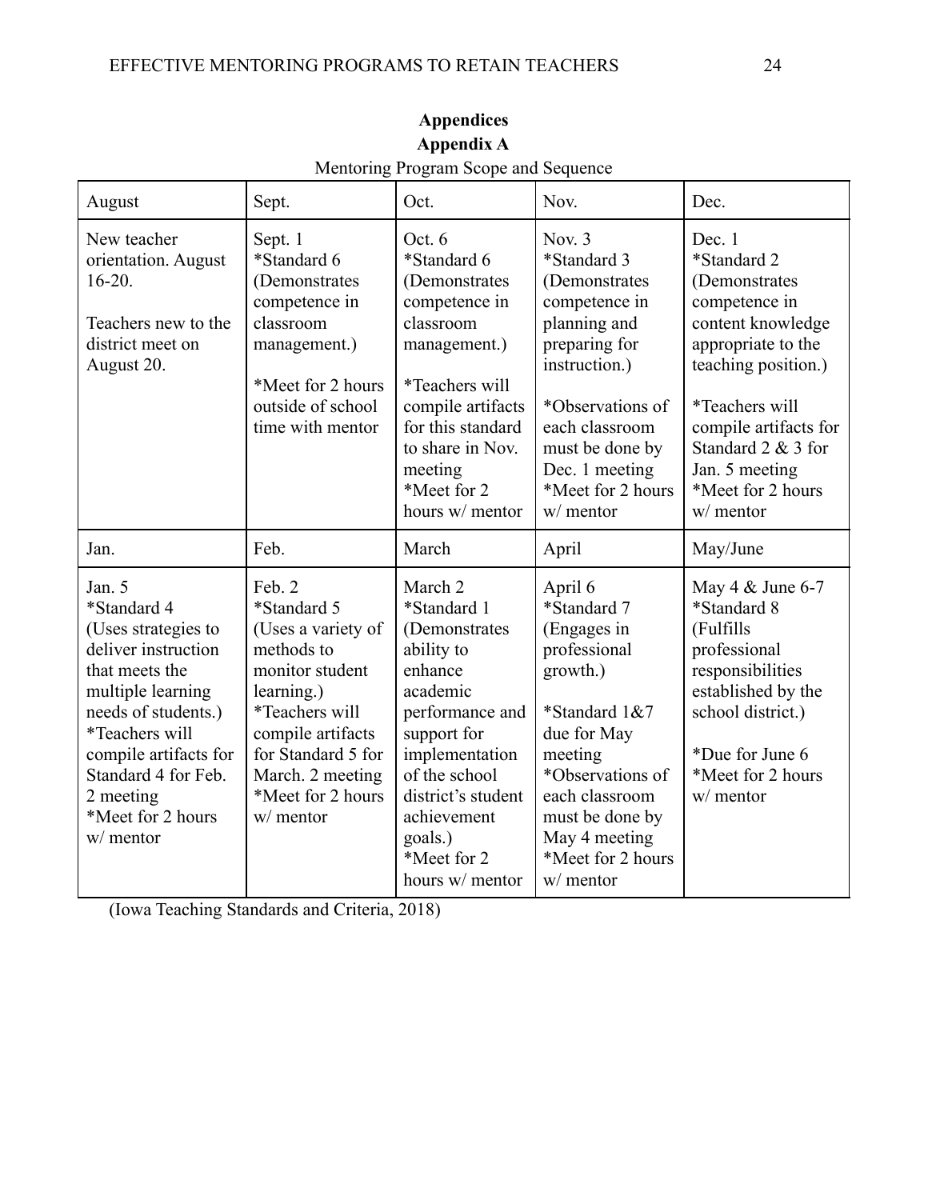# Appendices

## Appendix A

Mentoring Program Scope and Sequence

| August | Sept. | Oct. | Nov. | Dec. |
|---|---|---|---|---|
| New teacher orientation. August 16-20.<br><br>Teachers new to the district meet on August 20. | Sept. 1<br>*Standard 6 (Demonstrates competence in classroom management.)<br><br>*Meet for 2 hours outside of school time with mentor | Oct. 6<br>*Standard 6 (Demonstrates competence in classroom management.)<br><br>*Teachers will compile artifacts for this standard to share in Nov. meeting<br>*Meet for 2 hours w/ mentor | Nov. 3<br>*Standard 3 (Demonstrates competence in planning and preparing for instruction.)<br><br>*Observations of each classroom must be done by Dec. 1 meeting<br>*Meet for 2 hours w/ mentor | Dec. 1<br>*Standard 2 (Demonstrates competence in content knowledge appropriate to the teaching position.)<br><br>*Teachers will compile artifacts for Standard 2 & 3 for Jan. 5 meeting<br>*Meet for 2 hours w/ mentor |
| **Jan.** | **Feb.** | **March** | **April** | **May/June** |
| Jan. 5<br>*Standard 4 (Uses strategies to deliver instruction that meets the multiple learning needs of students.)<br>*Teachers will compile artifacts for Standard 4 for Feb. 2 meeting<br>*Meet for 2 hours w/ mentor | Feb. 2<br>*Standard 5 (Uses a variety of methods to monitor student learning.)<br>*Teachers will compile artifacts for Standard 5 for March. 2 meeting<br>*Meet for 2 hours w/ mentor | March 2<br>*Standard 1 (Demonstrates ability to enhance academic performance and support for implementation of the school district's student achievement goals.)<br>*Meet for 2 hours w/ mentor | April 6<br>*Standard 7 (Engages in professional growth.)<br><br>*Standard 1&7 due for May meeting<br>*Observations of each classroom must be done by May 4 meeting<br>*Meet for 2 hours w/ mentor | May 4 & June 6-7<br>*Standard 8 (Fulfills professional responsibilities established by the school district.)<br><br>*Due for June 6<br>*Meet for 2 hours w/ mentor |

(Iowa Teaching Standards and Criteria, 2018)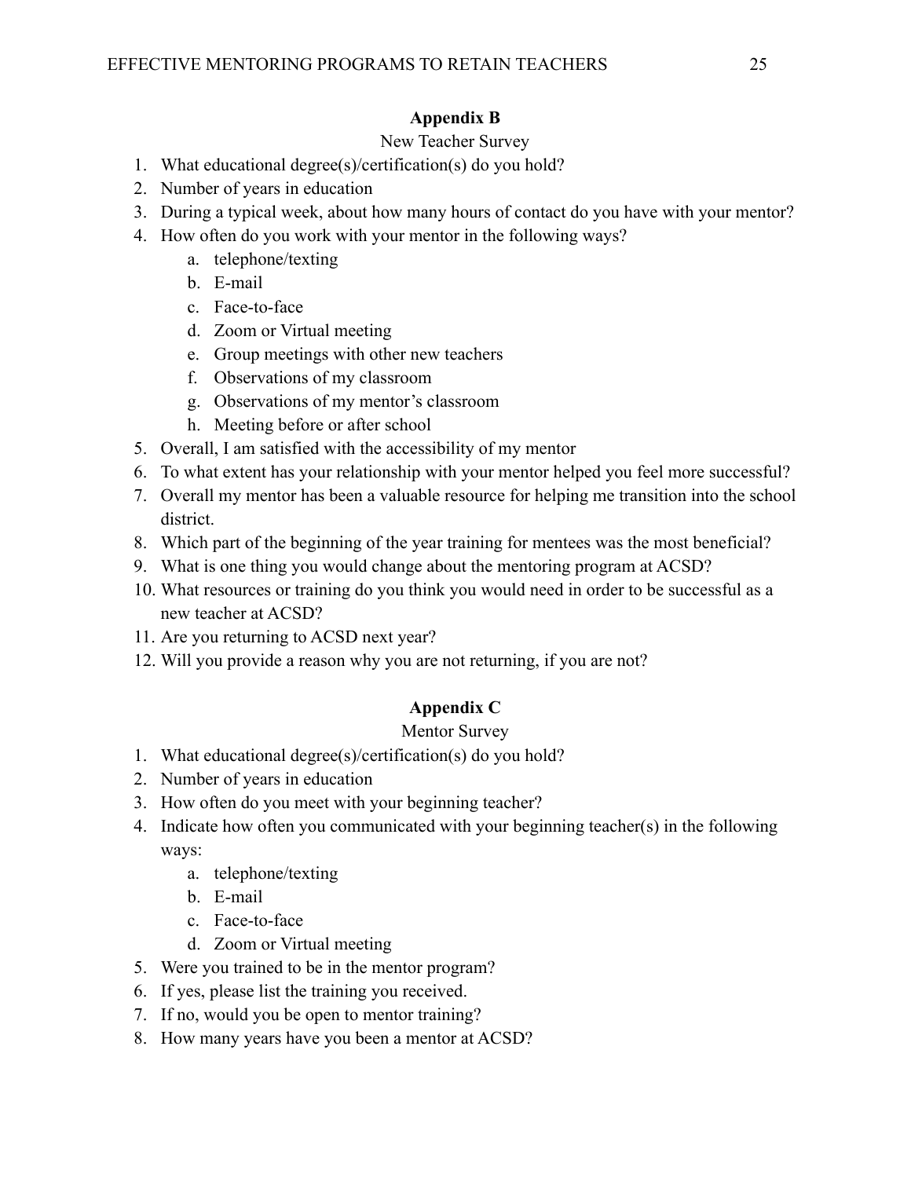## Appendix B

New Teacher Survey

1. What educational degree(s)/certification(s) do you hold?
2. Number of years in education
3. During a typical week, about how many hours of contact do you have with your mentor?
4. How often do you work with your mentor in the following ways?
    a. telephone/texting
    b. E-mail
    c. Face-to-face
    d. Zoom or Virtual meeting
    e. Group meetings with other new teachers
    f. Observations of my classroom
    g. Observations of my mentor's classroom
    h. Meeting before or after school
5. Overall, I am satisfied with the accessibility of my mentor
6. To what extent has your relationship with your mentor helped you feel more successful?
7. Overall my mentor has been a valuable resource for helping me transition into the school district.
8. Which part of the beginning of the year training for mentees was the most beneficial?
9. What is one thing you would change about the mentoring program at ACSD?
10. What resources or training do you think you would need in order to be successful as a new teacher at ACSD?
11. Are you returning to ACSD next year?
12. Will you provide a reason why you are not returning, if you are not?

## Appendix C

Mentor Survey

1. What educational degree(s)/certification(s) do you hold?
2. Number of years in education
3. How often do you meet with your beginning teacher?
4. Indicate how often you communicated with your beginning teacher(s) in the following ways:
    a. telephone/texting
    b. E-mail
    c. Face-to-face
    d. Zoom or Virtual meeting
5. Were you trained to be in the mentor program?
6. If yes, please list the training you received.
7. If no, would you be open to mentor training?
8. How many years have you been a mentor at ACSD?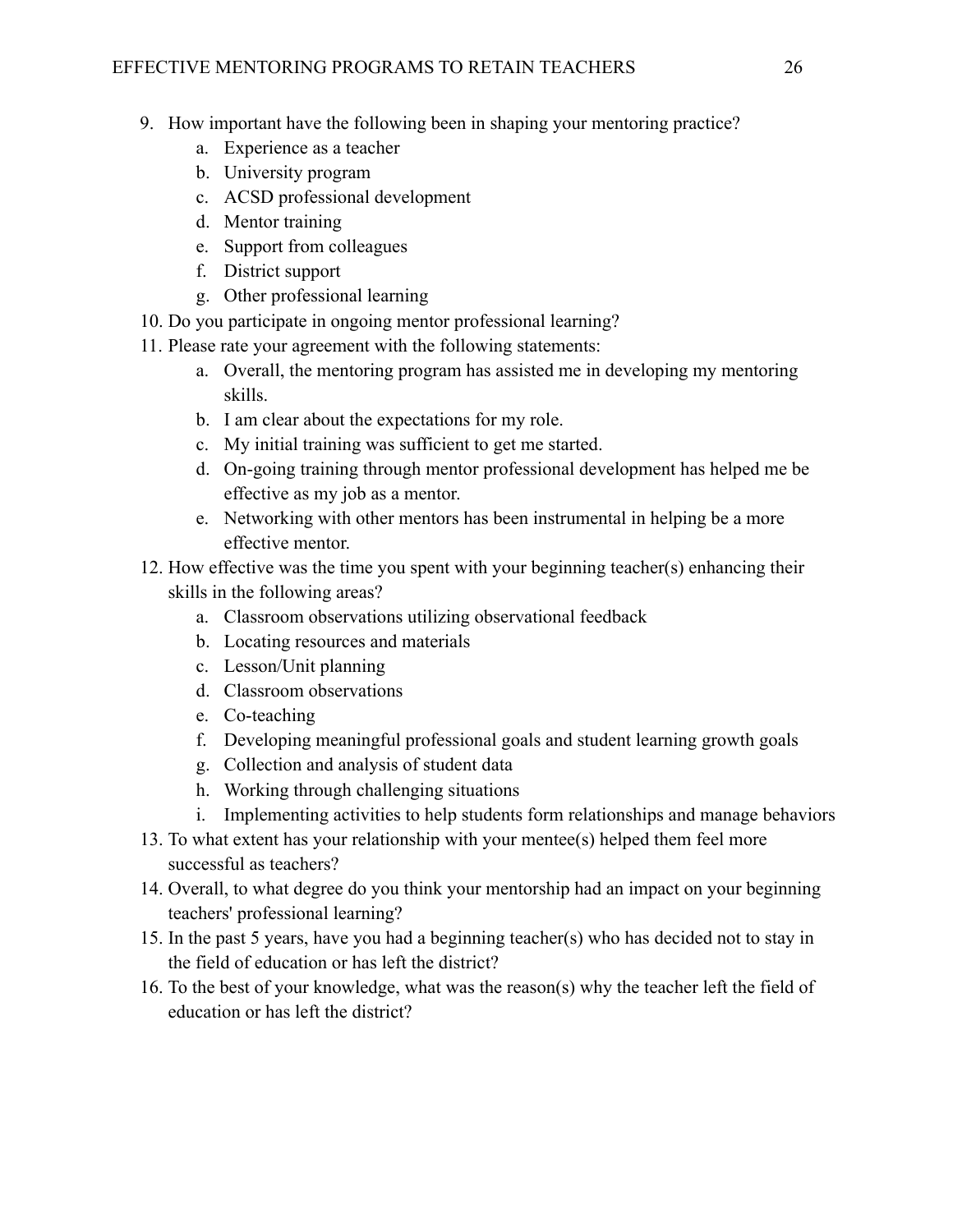9. How important have the following been in shaping your mentoring practice?
    a. Experience as a teacher
    b. University program
    c. ACSD professional development
    d. Mentor training
    e. Support from colleagues
    f. District support
    g. Other professional learning
10. Do you participate in ongoing mentor professional learning?
11. Please rate your agreement with the following statements:
    a. Overall, the mentoring program has assisted me in developing my mentoring skills.
    b. I am clear about the expectations for my role.
    c. My initial training was sufficient to get me started.
    d. On-going training through mentor professional development has helped me be effective as my job as a mentor.
    e. Networking with other mentors has been instrumental in helping be a more effective mentor.
12. How effective was the time you spent with your beginning teacher(s) enhancing their skills in the following areas?
    a. Classroom observations utilizing observational feedback
    b. Locating resources and materials
    c. Lesson/Unit planning
    d. Classroom observations
    e. Co-teaching
    f. Developing meaningful professional goals and student learning growth goals
    g. Collection and analysis of student data
    h. Working through challenging situations
    i. Implementing activities to help students form relationships and manage behaviors
13. To what extent has your relationship with your mentee(s) helped them feel more successful as teachers?
14. Overall, to what degree do you think your mentorship had an impact on your beginning teachers' professional learning?
15. In the past 5 years, have you had a beginning teacher(s) who has decided not to stay in the field of education or has left the district?
16. To the best of your knowledge, what was the reason(s) why the teacher left the field of education or has left the district?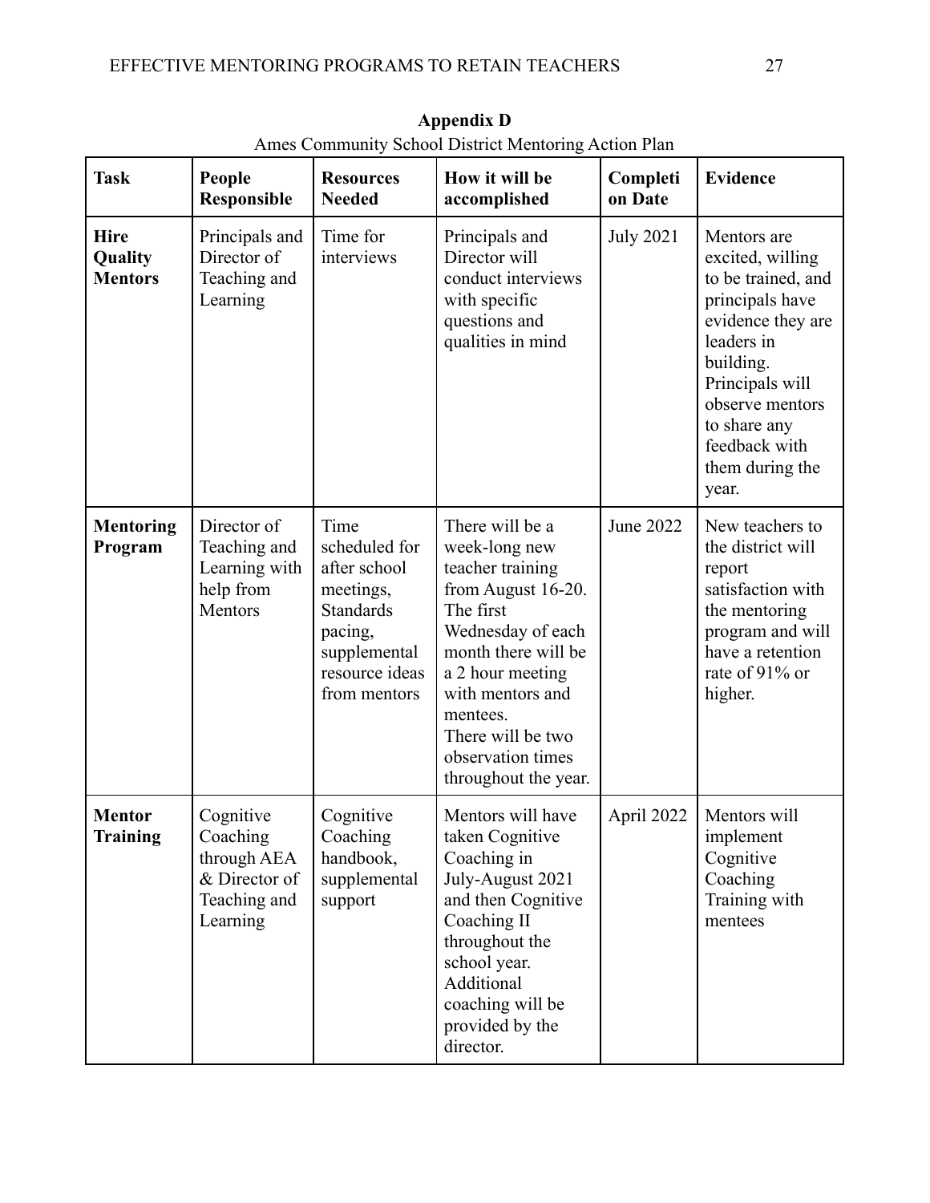**Appendix D**

Ames Community School District Mentoring Action Plan

| Task | People Responsible | Resources Needed | How it will be accomplished | Completion Date | Evidence |
|---|---|---|---|---|---|
| **Hire Quality Mentors** | Principals and Director of Teaching and Learning | Time for interviews | Principals and Director will conduct interviews with specific questions and qualities in mind | July 2021 | Mentors are excited, willing to be trained, and principals have evidence they are leaders in building. Principals will observe mentors to share any feedback with them during the year. |
| **Mentoring Program** | Director of Teaching and Learning with help from Mentors | Time scheduled for after school meetings, Standards pacing, supplemental resource ideas from mentors | There will be a week-long new teacher training from August 16-20. The first Wednesday of each month there will be a 2 hour meeting with mentors and mentees. There will be two observation times throughout the year. | June 2022 | New teachers to the district will report satisfaction with the mentoring program and will have a retention rate of 91% or higher. |
| **Mentor Training** | Cognitive Coaching through AEA & Director of Teaching and Learning | Cognitive Coaching handbook, supplemental support | Mentors will have taken Cognitive Coaching in July-August 2021 and then Cognitive Coaching II throughout the school year. Additional coaching will be provided by the director. | April 2022 | Mentors will implement Cognitive Coaching Training with mentees |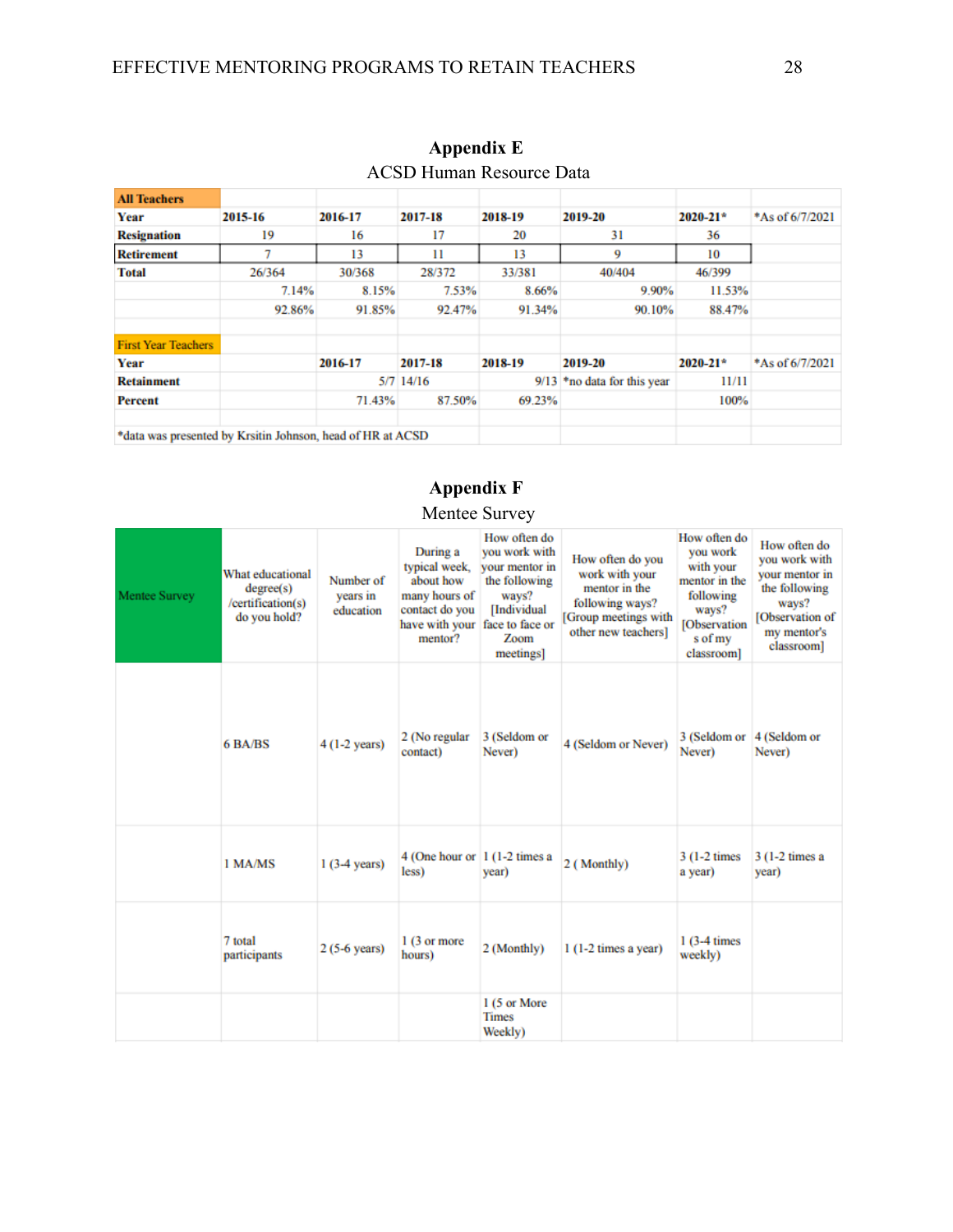## Appendix E

ACSD Human Resource Data

| All Teachers | | | | | | | |
|---|---|---|---|---|---|---|---|
| **Year** | **2015-16** | **2016-17** | **2017-18** | **2018-19** | **2019-20** | **2020-21*** | *As of 6/7/2021 |
| **Resignation** | 19 | 16 | 17 | 20 | 31 | 36 | |
| **Retirement** | 7 | 13 | 11 | 13 | 9 | 10 | |
| **Total** | 26/364 | 30/368 | 28/372 | 33/381 | 40/404 | 46/399 | |
| | 7.14% | 8.15% | 7.53% | 8.66% | 9.90% | 11.53% | |
| | 92.86% | 91.85% | 92.47% | 91.34% | 90.10% | 88.47% | |
| | | | | | | | |
| First Year Teachers | | | | | | | |
| **Year** | | **2016-17** | **2017-18** | **2018-19** | **2019-20** | **2020-21*** | *As of 6/7/2021 |
| **Retainment** | | 5/7 | 14/16 | 9/13 | *no data for this year | 11/11 | |
| **Percent** | | 71.43% | 87.50% | 69.23% | | 100% | |
| | | | | | | | |
| *data was presented by Krsitin Johnson, head of HR at ACSD | | | | | | | |

## Appendix F

Mentee Survey

| Mentee Survey | What educational degree(s) /certification(s) do you hold? | Number of years in education | During a typical week, about how many hours of contact do you have with your mentor? | How often do you work with your mentor in the following ways? [Individual face to face or Zoom meetings] | How often do you work with your mentor in the following ways? [Group meetings with other new teachers] | How often do you work with your mentor in the following ways? [Observations of my classroom] | How often do you work with your mentor in the following ways? [Observation of my mentor's classroom] |
|---|---|---|---|---|---|---|---|
| | 6 BA/BS | 4 (1-2 years) | 2 (No regular contact) | 3 (Seldom or Never) | 4 (Seldom or Never) | 3 (Seldom or Never) | 4 (Seldom or Never) |
| | 1 MA/MS | 1 (3-4 years) | 4 (One hour or less) | 1 (1-2 times a year) | 2 ( Monthly) | 3 (1-2 times a year) | 3 (1-2 times a year) |
| | 7 total participants | 2 (5-6 years) | 1 (3 or more hours) | 2 (Monthly) | 1 (1-2 times a year) | 1 (3-4 times weekly) | |
| | | | | 1 (5 or More Times Weekly) | | | |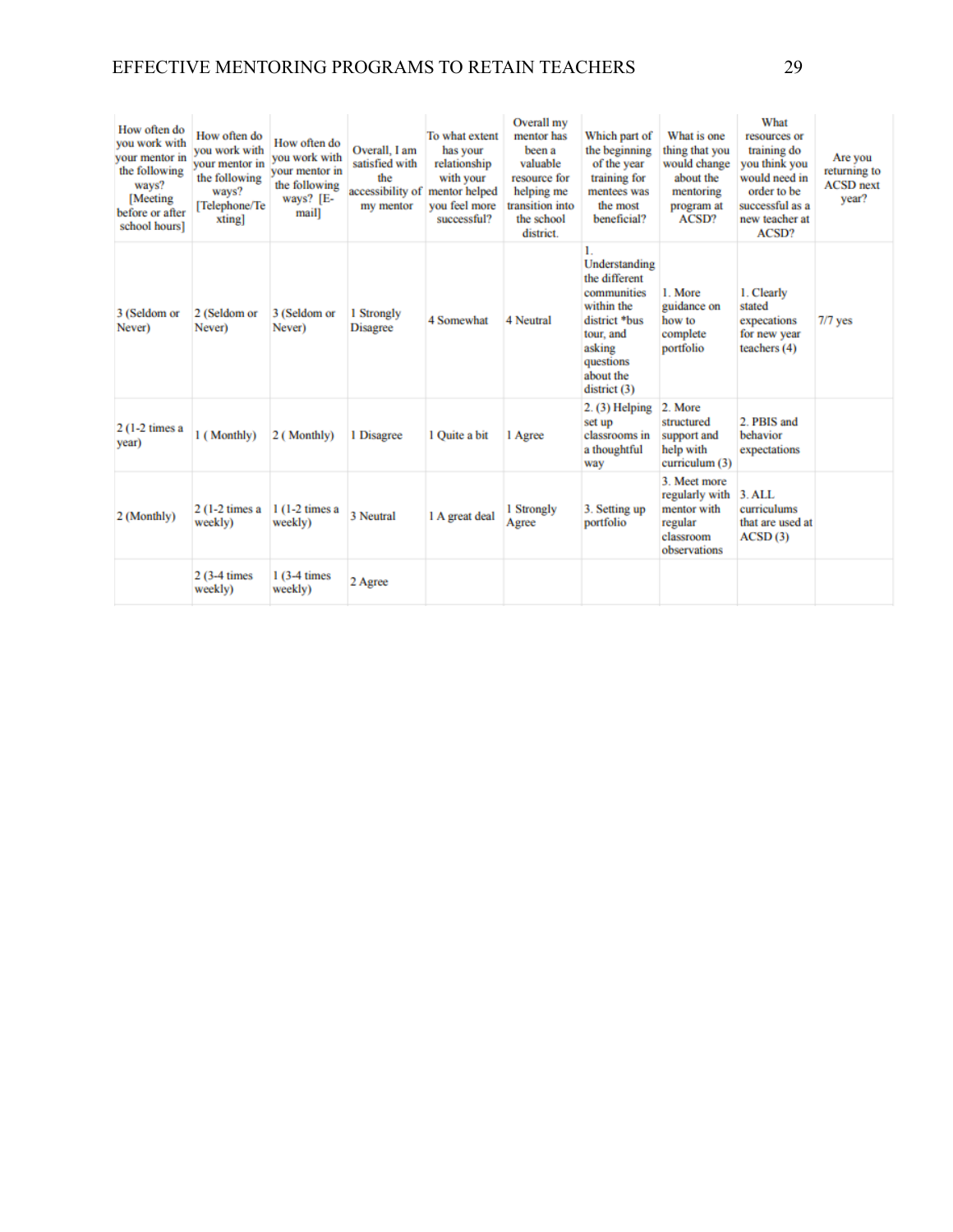| How often do you work with your mentor in the following ways? [Meeting before or after school hours] | How often do you work with your mentor in the following ways? [Telephone/Texting] | How often do you work with your mentor in the following ways? [E-mail] | Overall, I am satisfied with the accessibility of my mentor | To what extent has your relationship with your mentor helped you feel more successful? | Overall my mentor has been a valuable resource for helping me transition into the school district. | Which part of the beginning of the year training for mentees was the most beneficial? | What is one thing that you would change about the mentoring program at ACSD? | What resources or training do you think you would need in order to be successful as a new teacher at ACSD? | Are you returning to ACSD next year? |
|---|---|---|---|---|---|---|---|---|---|
| 3 (Seldom or Never) | 2 (Seldom or Never) | 3 (Seldom or Never) | 1 Strongly Disagree | 4 Somewhat | 4 Neutral | 1. Understanding the different communities within the district *bus tour, and asking questions about the district (3) | 1. More guidance on how to complete portfolio | 1. Clearly stated expecations for new year teachers (4) | 7/7 yes |
| 2 (1-2 times a year) | 1 ( Monthly) | 2 ( Monthly) | 1 Disagree | 1 Quite a bit | 1 Agree | 2. (3) Helping set up classrooms in a thoughtful way | 2. More structured support and help with curriculum (3) | 2. PBIS and behavior expectations | |
| 2 (Monthly) | 2 (1-2 times a weekly) | 1 (1-2 times a weekly) | 3 Neutral | 1 A great deal | 1 Strongly Agree | 3. Setting up portfolio | 3. Meet more regularly with mentor with regular classroom observations | 3. ALL curriculums that are used at ACSD (3) | |
| | 2 (3-4 times weekly) | 1 (3-4 times weekly) | 2 Agree | | | | | | |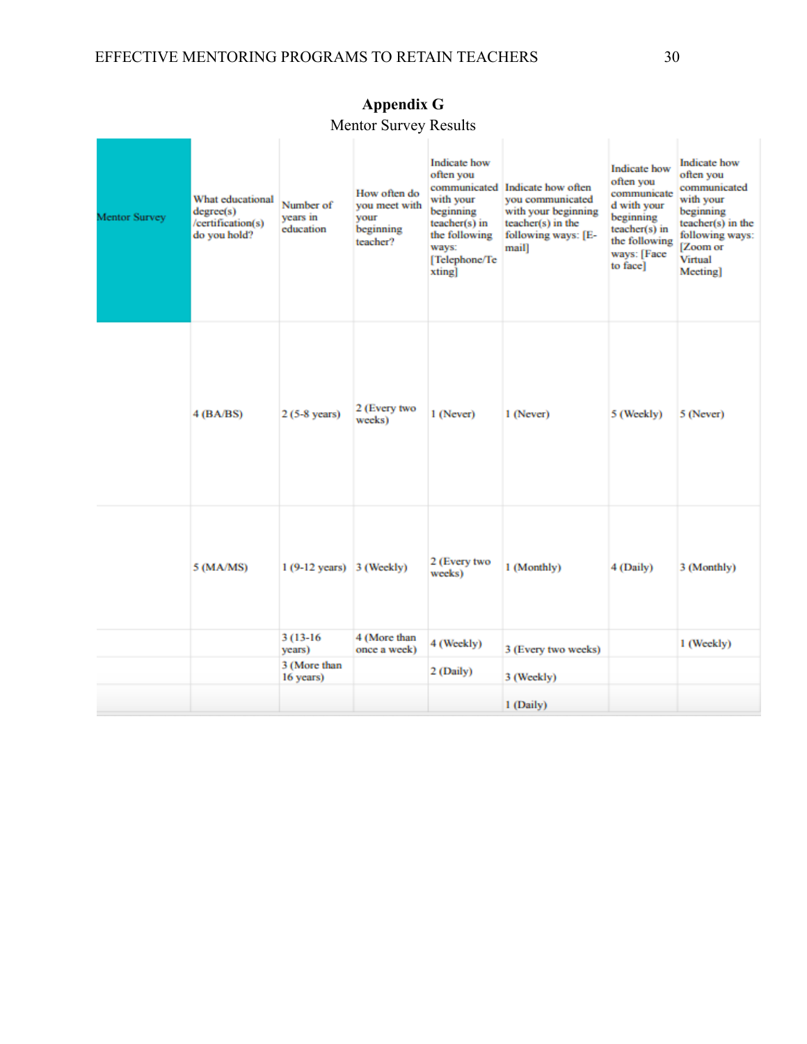**Appendix G**

Mentor Survey Results

| Mentor Survey | What educational degree(s) /certification(s) do you hold? | Number of years in education | How often do you meet with your beginning teacher? | Indicate how often you communicated with your beginning teacher(s) in the following ways: [Telephone/Texting] | Indicate how often you communicated with your beginning teacher(s) in the following ways: [E-mail] | Indicate how often you communicated with your beginning teacher(s) in the following ways: [Face to face] | Indicate how often you communicated with your beginning teacher(s) in the following ways: [Zoom or Virtual Meeting] |
|---|---|---|---|---|---|---|---|
| | 4 (BA/BS) | 2 (5-8 years) | 2 (Every two weeks) | 1 (Never) | 1 (Never) | 5 (Weekly) | 5 (Never) |
| | 5 (MA/MS) | 1 (9-12 years) | 3 (Weekly) | 2 (Every two weeks) | 1 (Monthly) | 4 (Daily) | 3 (Monthly) |
| | | 3 (13-16 years) | 4 (More than once a week) | 4 (Weekly) | 3 (Every two weeks) | | 1 (Weekly) |
| | | 3 (More than 16 years) | | 2 (Daily) | 3 (Weekly) | | |
| | | | | | 1 (Daily) | | |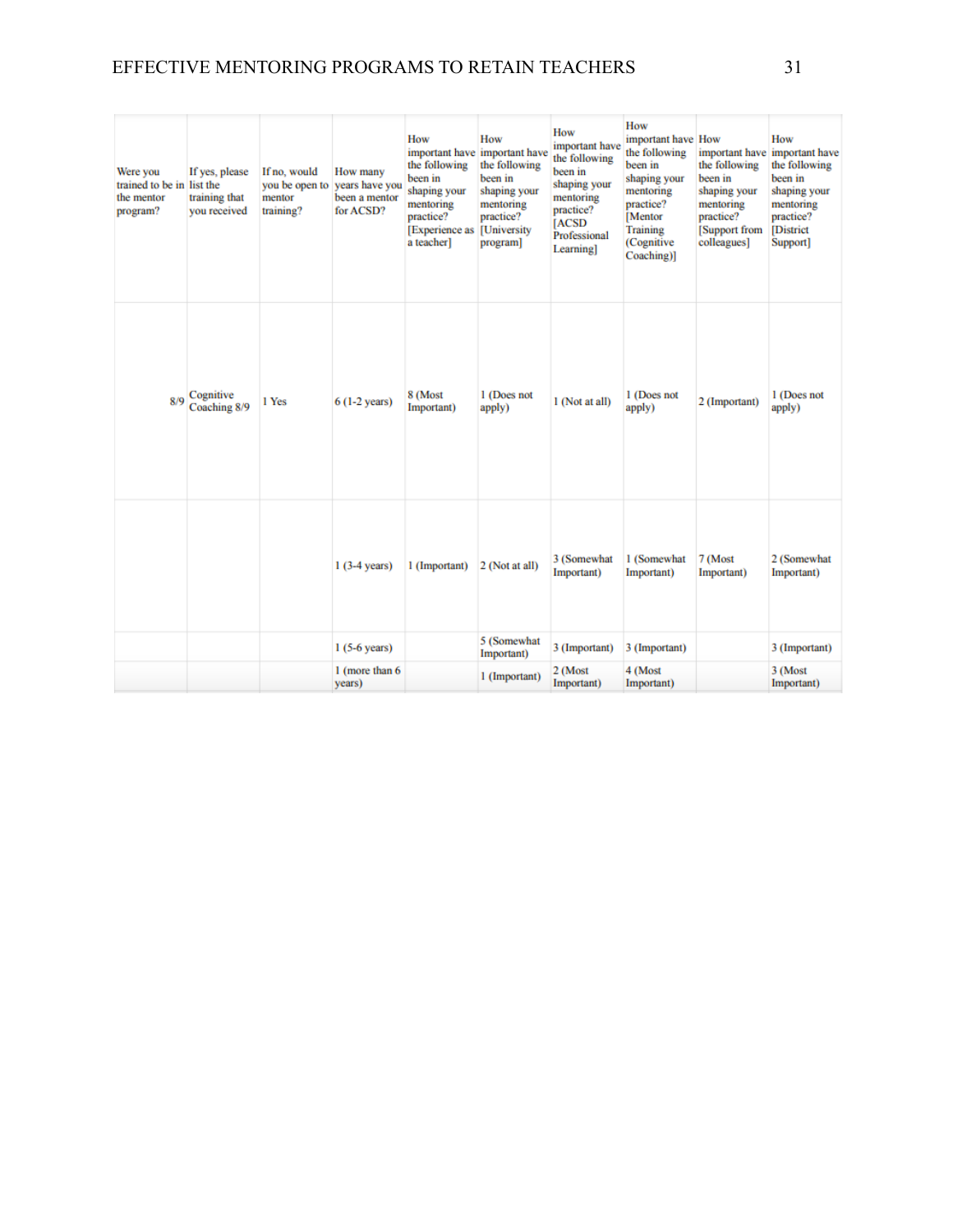| Were you trained to be in the mentor program? | If yes, please list the training that you received | If no, would you be open to mentor training? | How many years have you been a mentor for ACSD? | How important have the following been in shaping your mentoring practice? [Experience as a teacher] | How important have the following been in shaping your mentoring practice? [University program] | How important have the following been in shaping your mentoring practice? [ACSD Professional Learning] | How important have the following been in shaping your mentoring practice? [Mentor Training (Cognitive Coaching)] | How important have the following been in shaping your mentoring practice? [Support from colleagues] | How important have the following been in shaping your mentoring practice? [District Support] |
|---|---|---|---|---|---|---|---|---|---|
| 8/9 | Cognitive Coaching 8/9 | 1 Yes | 6 (1-2 years) | 8 (Most Important) | 1 (Does not apply) | 1 (Not at all) | 1 (Does not apply) | 2 (Important) | 1 (Does not apply) |
| | | | 1 (3-4 years) | 1 (Important) | 2 (Not at all) | 3 (Somewhat Important) | 1 (Somewhat Important) | 7 (Most Important) | 2 (Somewhat Important) |
| | | | 1 (5-6 years) | | 5 (Somewhat Important) | 3 (Important) | 3 (Important) | | 3 (Important) |
| | | | 1 (more than 6 years) | | 1 (Important) | 2 (Most Important) | 4 (Most Important) | | 3 (Most Important) |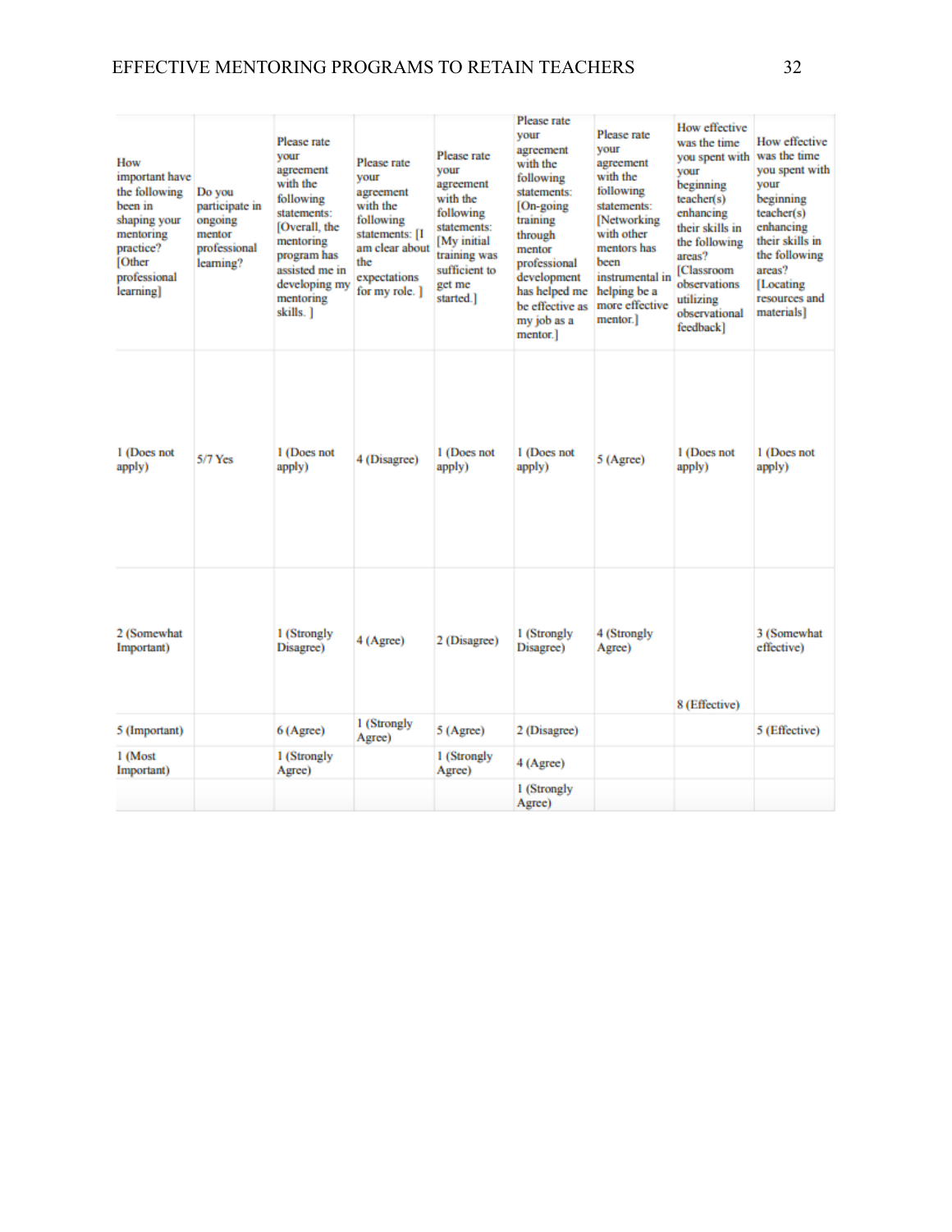| How important have the following been in shaping your mentoring practice? [Other professional learning] | Do you participate in ongoing mentor professional learning? | Please rate your agreement with the following statements: [Overall, the mentoring program has assisted me in developing my mentoring skills. ] | Please rate your agreement with the following statements: [I am clear about the expectations for my role. ] | Please rate your agreement with the following statements: [My initial training was sufficient to get me started.] | Please rate your agreement with the following statements: [On-going training through mentor professional development has helped me be effective as my job as a mentor.] | Please rate your agreement with the following statements: [Networking with other mentors has been instrumental in helping be a more effective mentor.] | How effective was the time you spent with your beginning teacher(s) enhancing their skills in the following areas? [Classroom observations utilizing observational feedback] | How effective was the time you spent with your beginning teacher(s) enhancing their skills in the following areas? [Locating resources and materials] |
|---|---|---|---|---|---|---|---|---|
| 1 (Does not apply) | 5/7 Yes | 1 (Does not apply) | 4 (Disagree) | 1 (Does not apply) | 1 (Does not apply) | 5 (Agree) | 1 (Does not apply) | 1 (Does not apply) |
| 2 (Somewhat Important) | | 1 (Strongly Disagree) | 4 (Agree) | 2 (Disagree) | 1 (Strongly Disagree) | 4 (Strongly Agree) | 8 (Effective) | 3 (Somewhat effective) |
| 5 (Important) | | 6 (Agree) | 1 (Strongly Agree) | 5 (Agree) | 2 (Disagree) | | | 5 (Effective) |
| 1 (Most Important) | | 1 (Strongly Agree) | | 1 (Strongly Agree) | 4 (Agree) | | | |
| | | | | | 1 (Strongly Agree) | | | |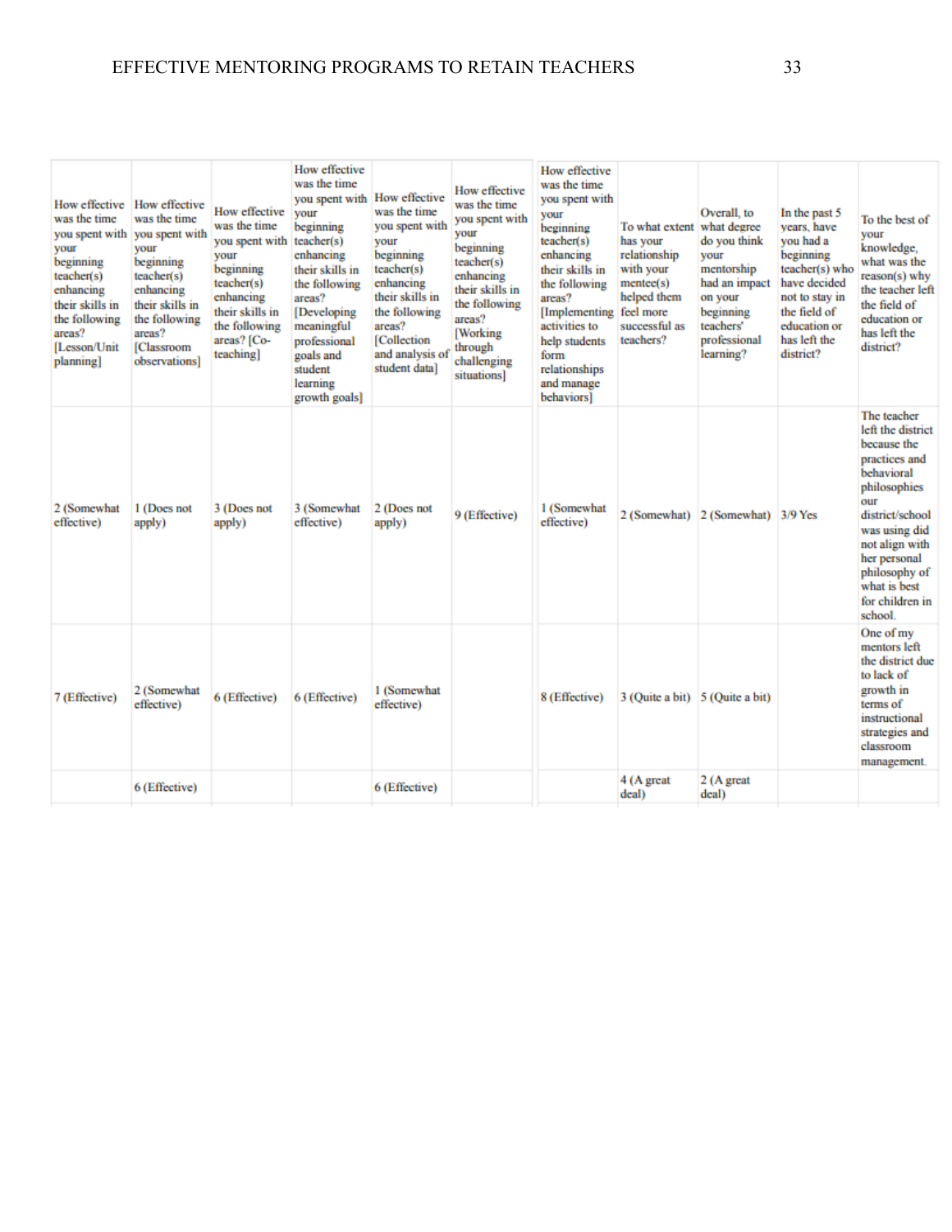| How effective was the time you spent with your beginning teacher(s) enhancing their skills in the following areas? [Lesson/Unit planning] | How effective was the time you spent with your beginning teacher(s) enhancing their skills in the following areas? [Classroom observations] | How effective was the time you spent with your beginning teacher(s) enhancing their skills in the following areas? [Co-teaching] | How effective was the time you spent with your beginning teacher(s) enhancing their skills in the following areas? [Developing meaningful professional goals and student learning growth goals] | How effective was the time you spent with your beginning teacher(s) enhancing their skills in the following areas? [Collection and analysis of student data] | How effective was the time you spent with your beginning teacher(s) enhancing their skills in the following areas? [Working through challenging situations] | How effective was the time you spent with your beginning teacher(s) enhancing their skills in the following areas? [Implementing activities to help students form relationships and manage behaviors] | To what extent has your relationship with your mentee(s) helped them feel more successful as teachers? | Overall, to what degree do you think your mentorship had an impact on your beginning teachers' professional learning? | In the past 5 years, have you had a beginning teacher(s) who have decided not to stay in the field of education or has left the district? | To the best of your knowledge, what was the reason(s) why the teacher left the field of education or has left the district? |
|---|---|---|---|---|---|---|---|---|---|---|
| 2 (Somewhat effective) | 1 (Does not apply) | 3 (Does not apply) | 3 (Somewhat effective) | 2 (Does not apply) | 9 (Effective) | 1 (Somewhat effective) | 2 (Somewhat) | 2 (Somewhat) | 3/9 Yes | The teacher left the district because the practices and behavioral philosophies our district/school was using did not align with her personal philosophy of what is best for children in school. |
| 7 (Effective) | 2 (Somewhat effective) | 6 (Effective) | 6 (Effective) | 1 (Somewhat effective) | | 8 (Effective) | 3 (Quite a bit) | 5 (Quite a bit) | | One of my mentors left the district due to lack of growth in terms of instructional strategies and classroom management. |
| | 6 (Effective) | | | 6 (Effective) | | | 4 (A great deal) | 2 (A great deal) | | |